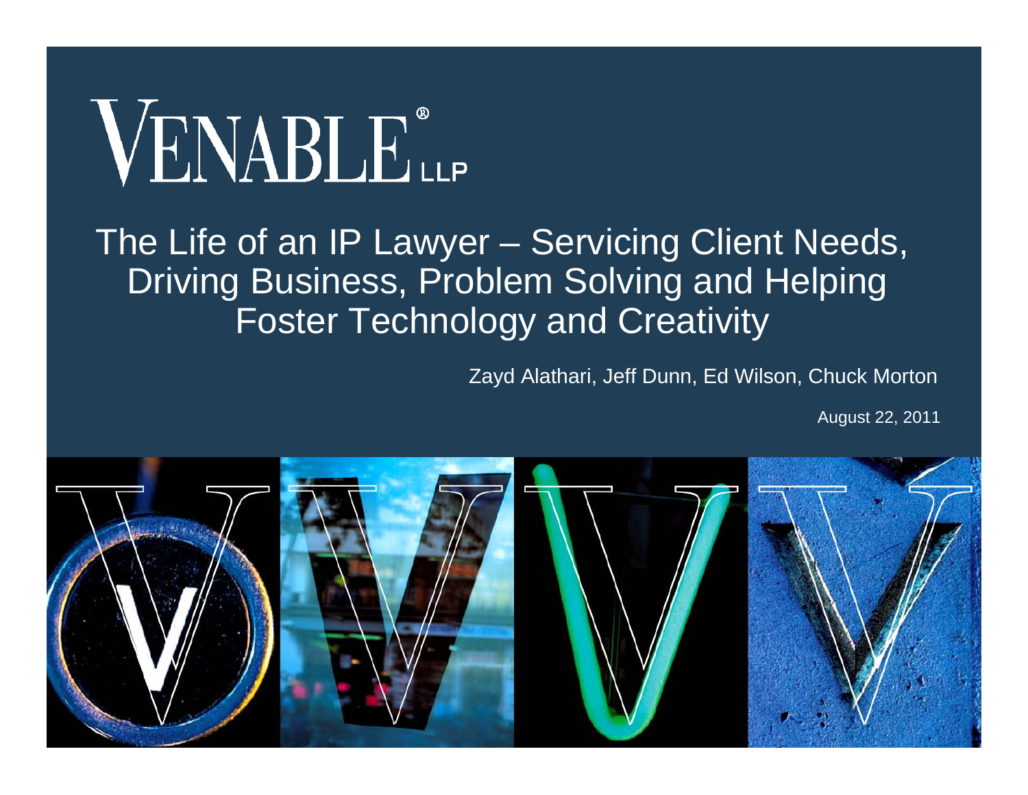# VENABLE® LLP

# The Life of an IP Lawyer – Servicing Client Needs, Driving Business, Problem Solving and Helping Foster Technology and Creativity

Zayd Alathari, Jeff Dunn, Ed Wilson, Chuck Morton

August 22, 2011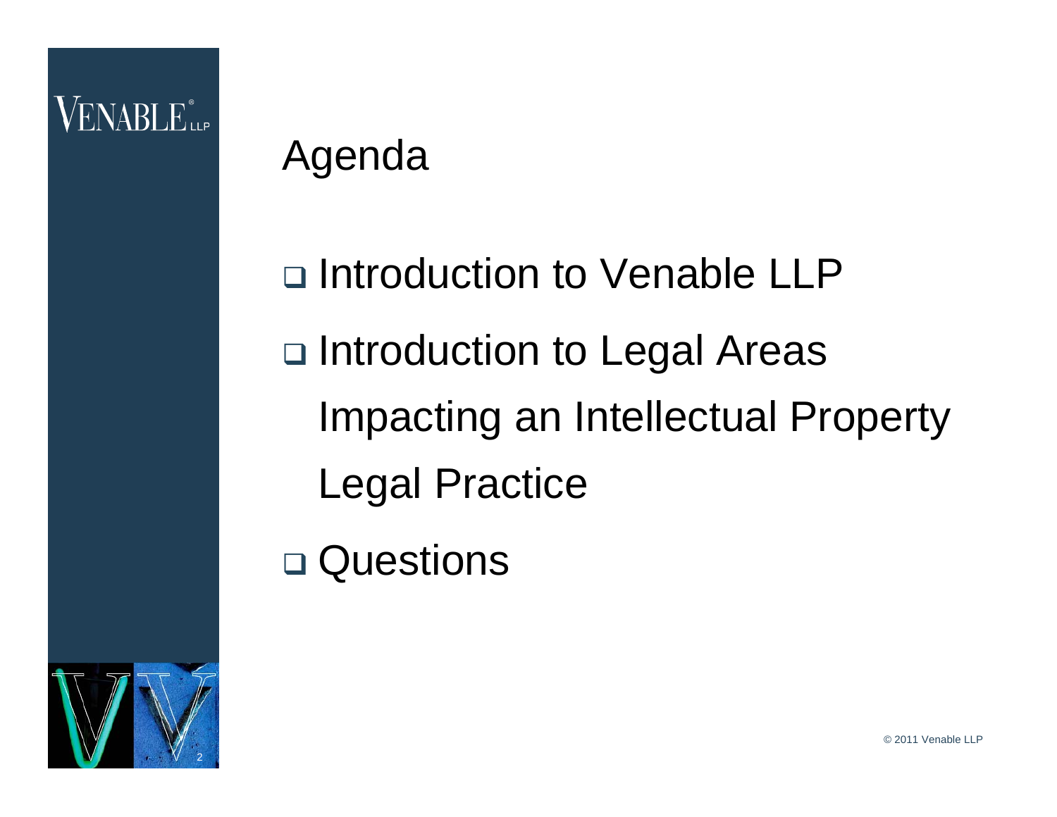# Agenda

- Introduction to Venable LLP
- Introduction to Legal Areas Impacting an Intellectual Property Legal Practice
- Questions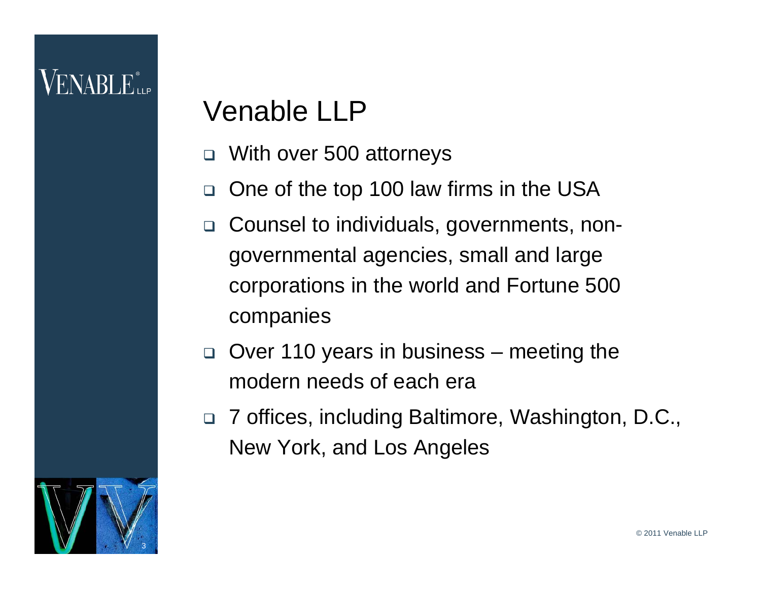# Venable LLP

- With over 500 attorneys
- One of the top 100 law firms in the USA
- Counsel to individuals, governments, non-governmental agencies, small and large corporations in the world and Fortune 500 companies
- Over 110 years in business – meeting the modern needs of each era
- 7 offices, including Baltimore, Washington, D.C., New York, and Los Angeles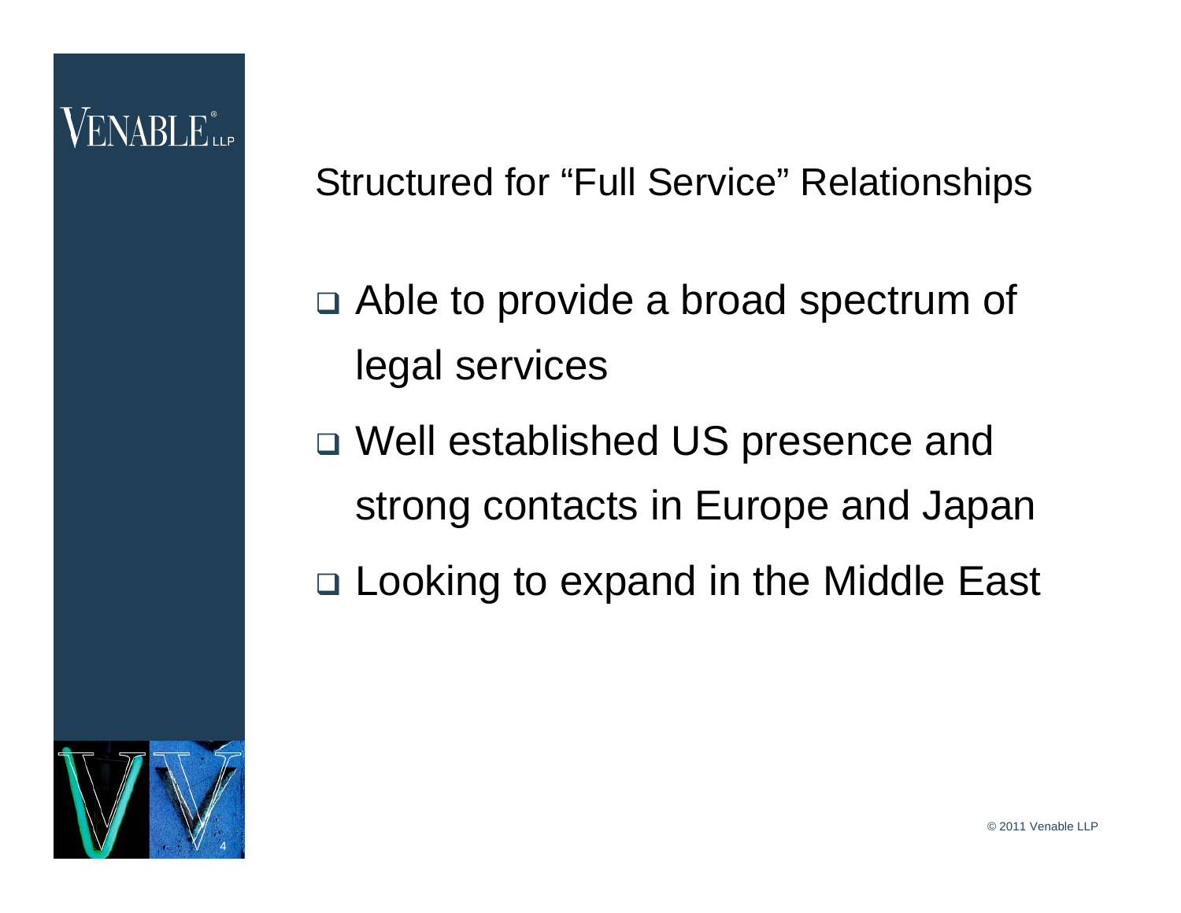## Structured for "Full Service" Relationships

- Able to provide a broad spectrum of legal services
- Well established US presence and strong contacts in Europe and Japan
- Looking to expand in the Middle East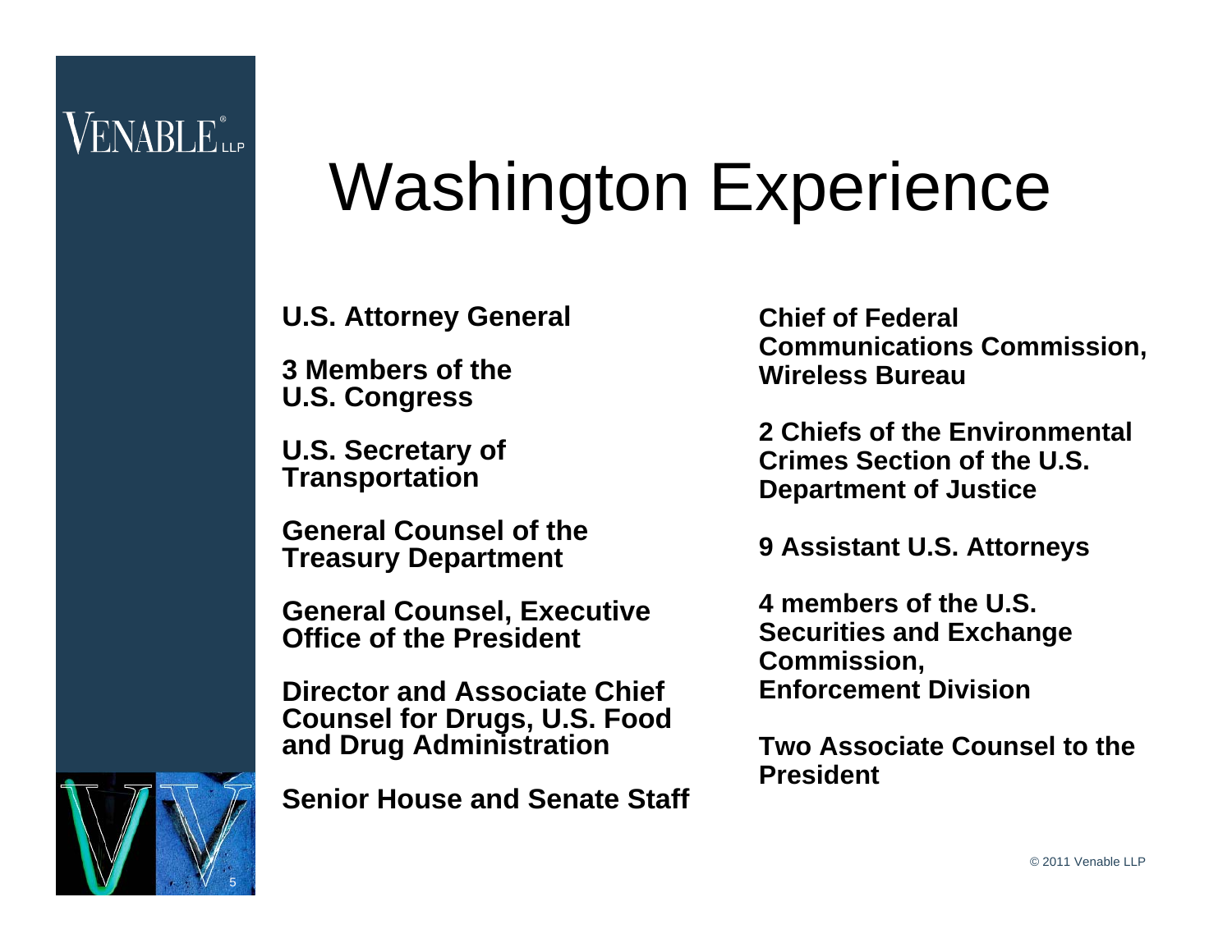# Washington Experience

U.S. Attorney General

3 Members of the U.S. Congress

U.S. Secretary of Transportation

General Counsel of the Treasury Department

General Counsel, Executive Office of the President

Director and Associate Chief Counsel for Drugs, U.S. Food and Drug Administration

Senior House and Senate Staff

Chief of Federal Communications Commission, Wireless Bureau

2 Chiefs of the Environmental Crimes Section of the U.S. Department of Justice

9 Assistant U.S. Attorneys

4 members of the U.S. Securities and Exchange Commission, Enforcement Division

Two Associate Counsel to the President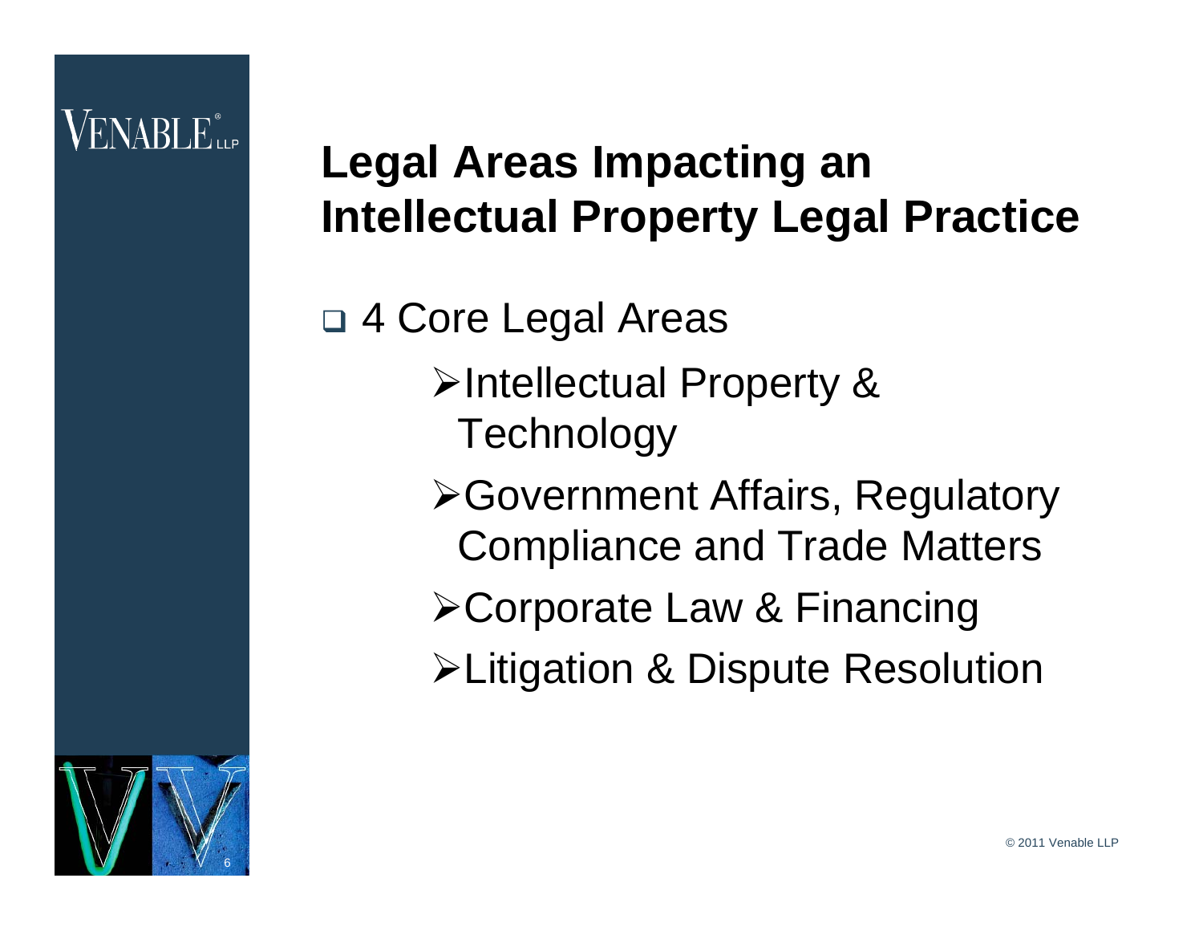# Legal Areas Impacting an Intellectual Property Legal Practice

- 4 Core Legal Areas
  - Intellectual Property & Technology
  - Government Affairs, Regulatory Compliance and Trade Matters
  - Corporate Law & Financing
  - Litigation & Dispute Resolution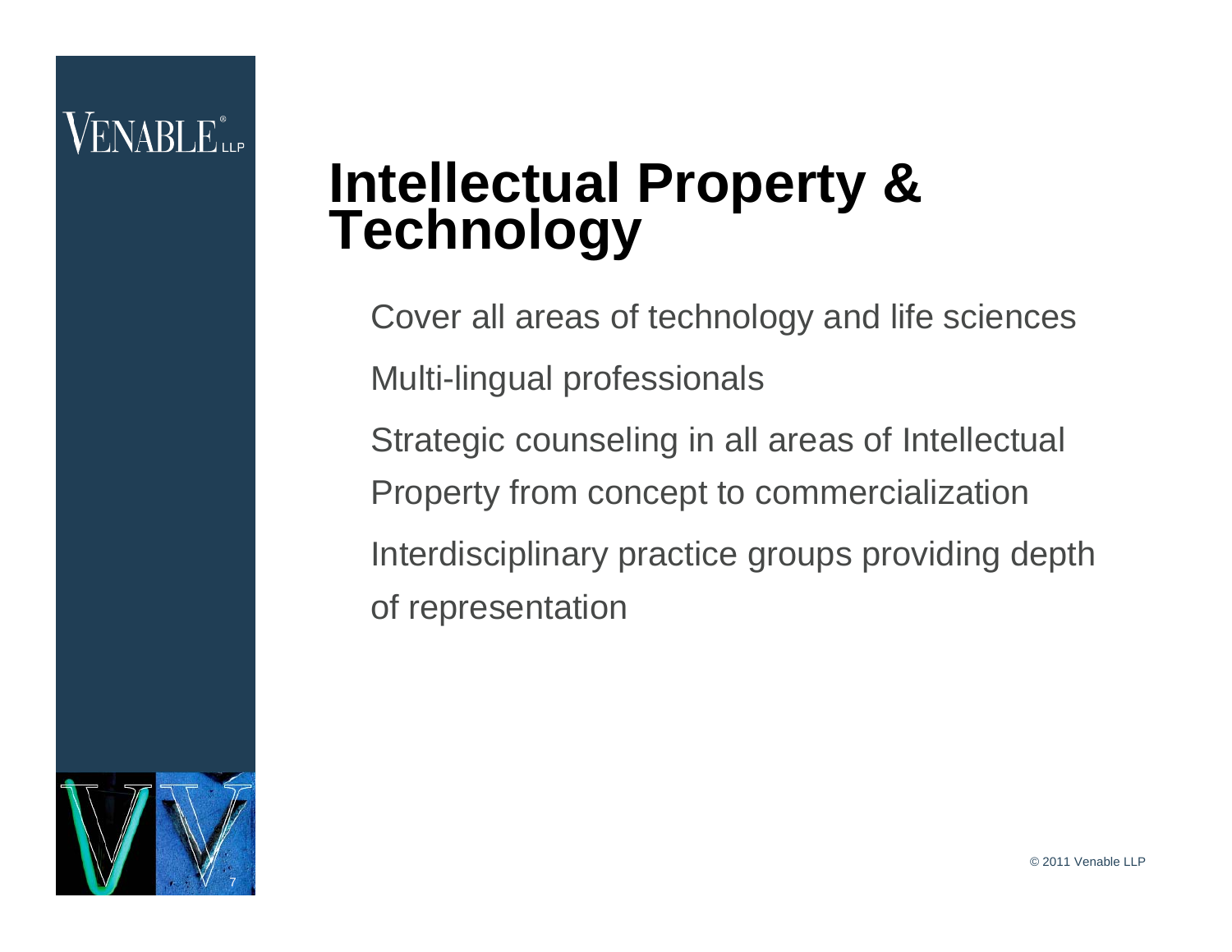# Intellectual Property & Technology

- Cover all areas of technology and life sciences
- Multi-lingual professionals
- Strategic counseling in all areas of Intellectual Property from concept to commercialization
- Interdisciplinary practice groups providing depth of representation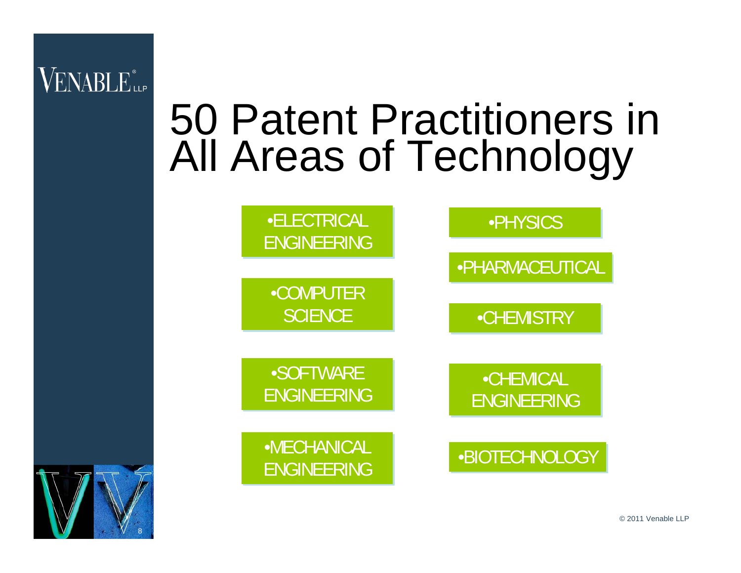# 50 Patent Practitioners in All Areas of Technology

- ELECTRICAL ENGINEERING
- COMPUTER SCIENCE
- SOFTWARE ENGINEERING
- MECHANICAL ENGINEERING
- PHYSICS
- PHARMACEUTICAL
- CHEMISTRY
- CHEMICAL ENGINEERING
- BIOTECHNOLOGY

© 2011 Venable LLP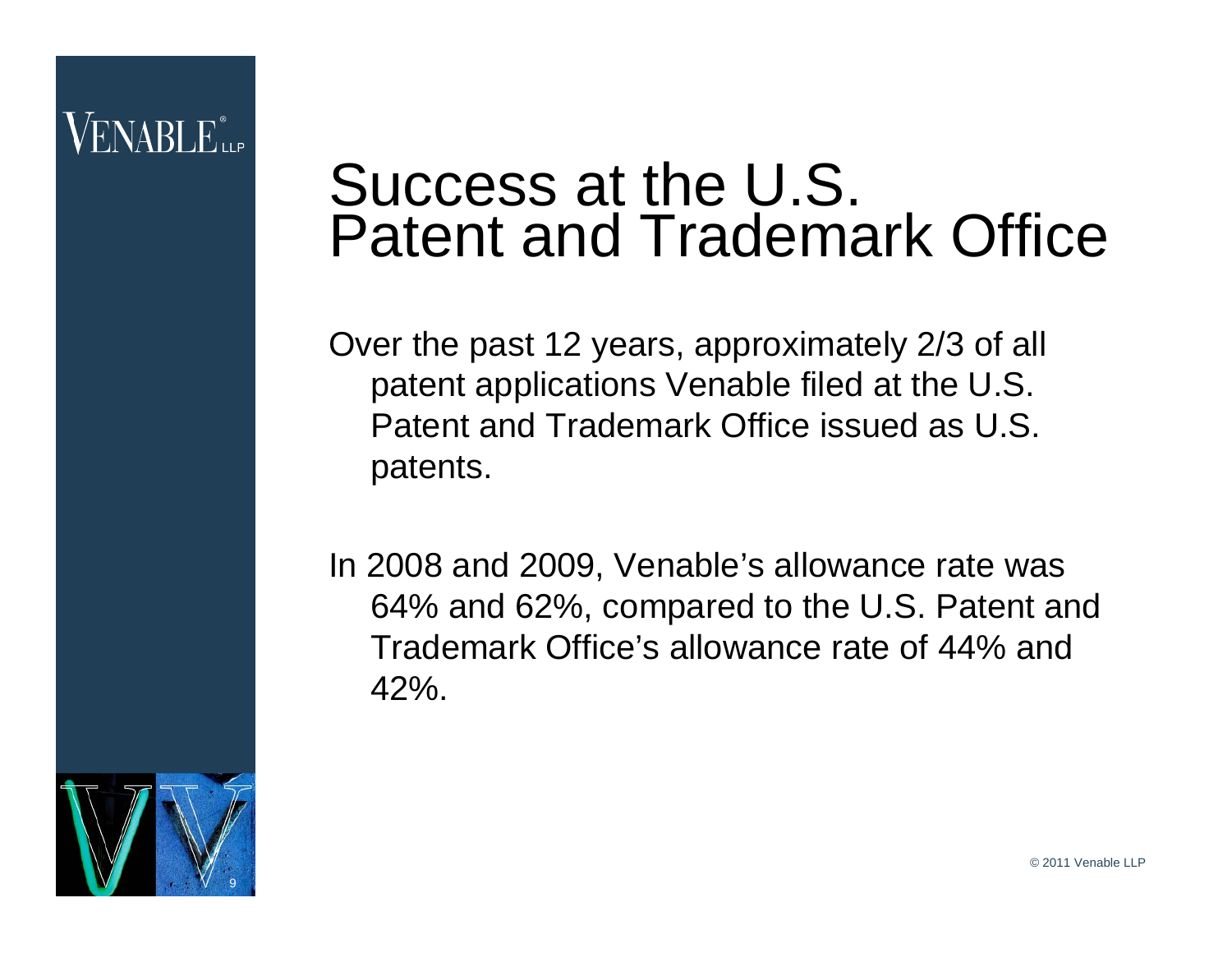# Success at the U.S. Patent and Trademark Office

Over the past 12 years, approximately 2/3 of all patent applications Venable filed at the U.S. Patent and Trademark Office issued as U.S. patents.

In 2008 and 2009, Venable's allowance rate was 64% and 62%, compared to the U.S. Patent and Trademark Office's allowance rate of 44% and 42%.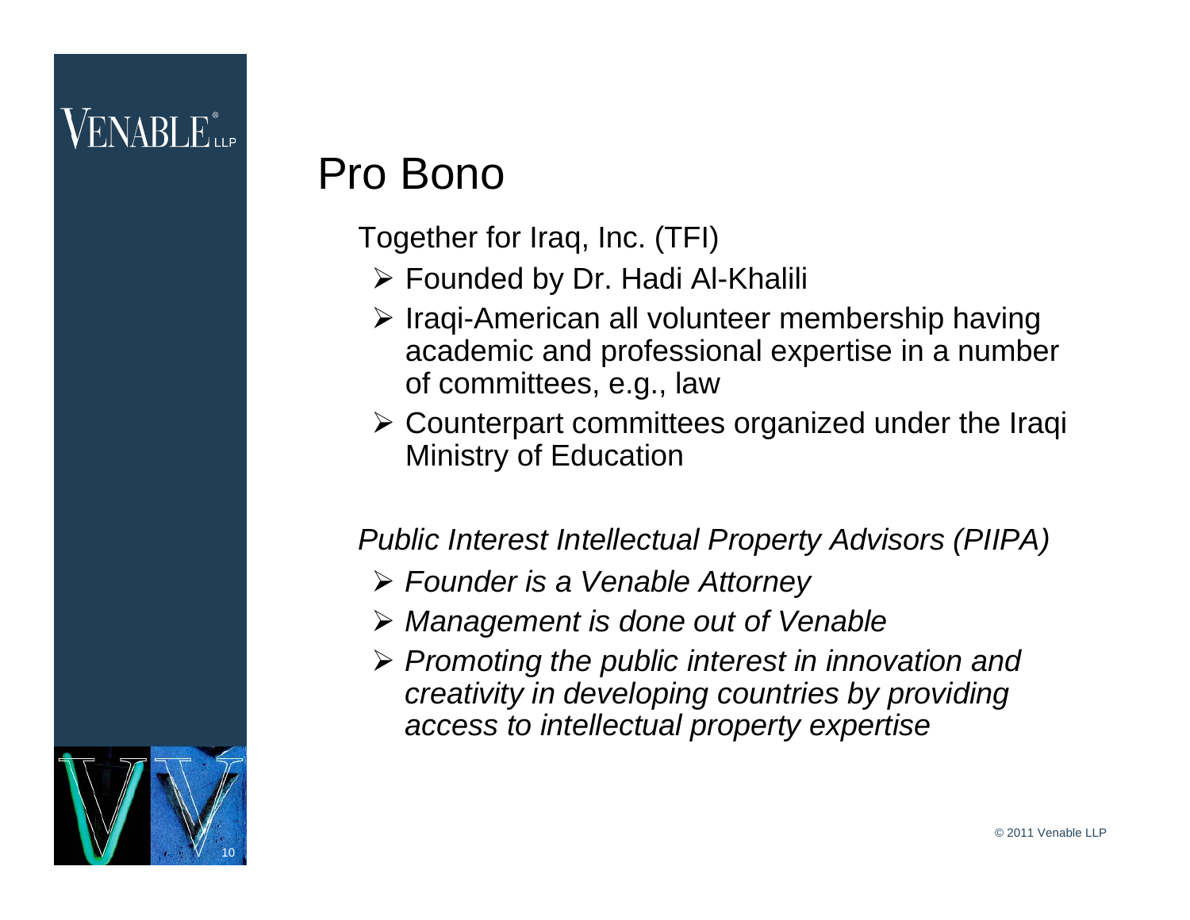# Pro Bono

Together for Iraq, Inc. (TFI)

- Founded by Dr. Hadi Al-Khalili
- Iraqi-American all volunteer membership having academic and professional expertise in a number of committees, e.g., law
- Counterpart committees organized under the Iraqi Ministry of Education

*Public Interest Intellectual Property Advisors (PIIPA)*

- *Founder is a Venable Attorney*
- *Management is done out of Venable*
- *Promoting the public interest in innovation and creativity in developing countries by providing access to intellectual property expertise*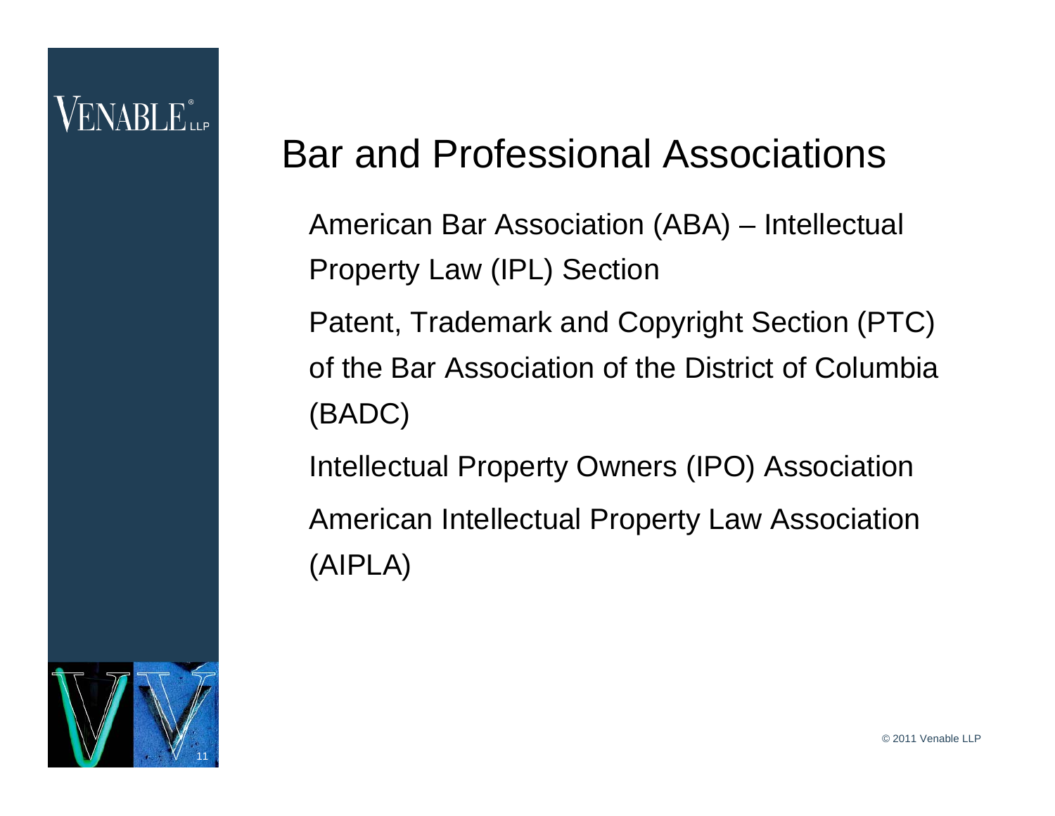# Bar and Professional Associations

- American Bar Association (ABA) – Intellectual Property Law (IPL) Section
- Patent, Trademark and Copyright Section (PTC) of the Bar Association of the District of Columbia (BADC)
- Intellectual Property Owners (IPO) Association
- American Intellectual Property Law Association (AIPLA)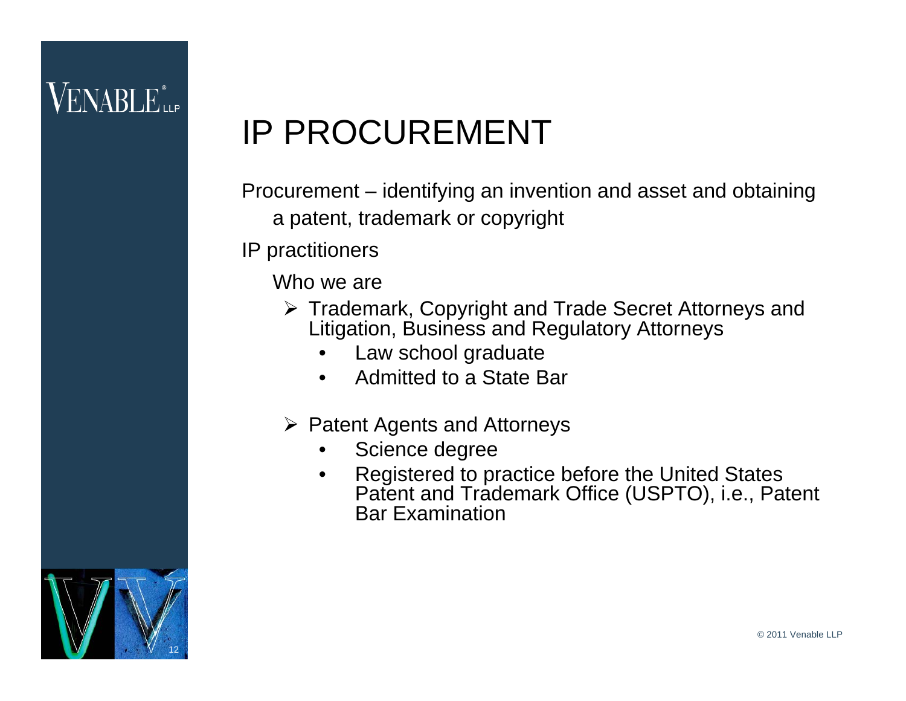# IP PROCUREMENT

Procurement – identifying an invention and asset and obtaining a patent, trademark or copyright

IP practitioners

Who we are

- Trademark, Copyright and Trade Secret Attorneys and Litigation, Business and Regulatory Attorneys
  - Law school graduate
  - Admitted to a State Bar

- Patent Agents and Attorneys
  - Science degree
  - Registered to practice before the United States Patent and Trademark Office (USPTO), i.e., Patent Bar Examination

© 2011 Venable LLP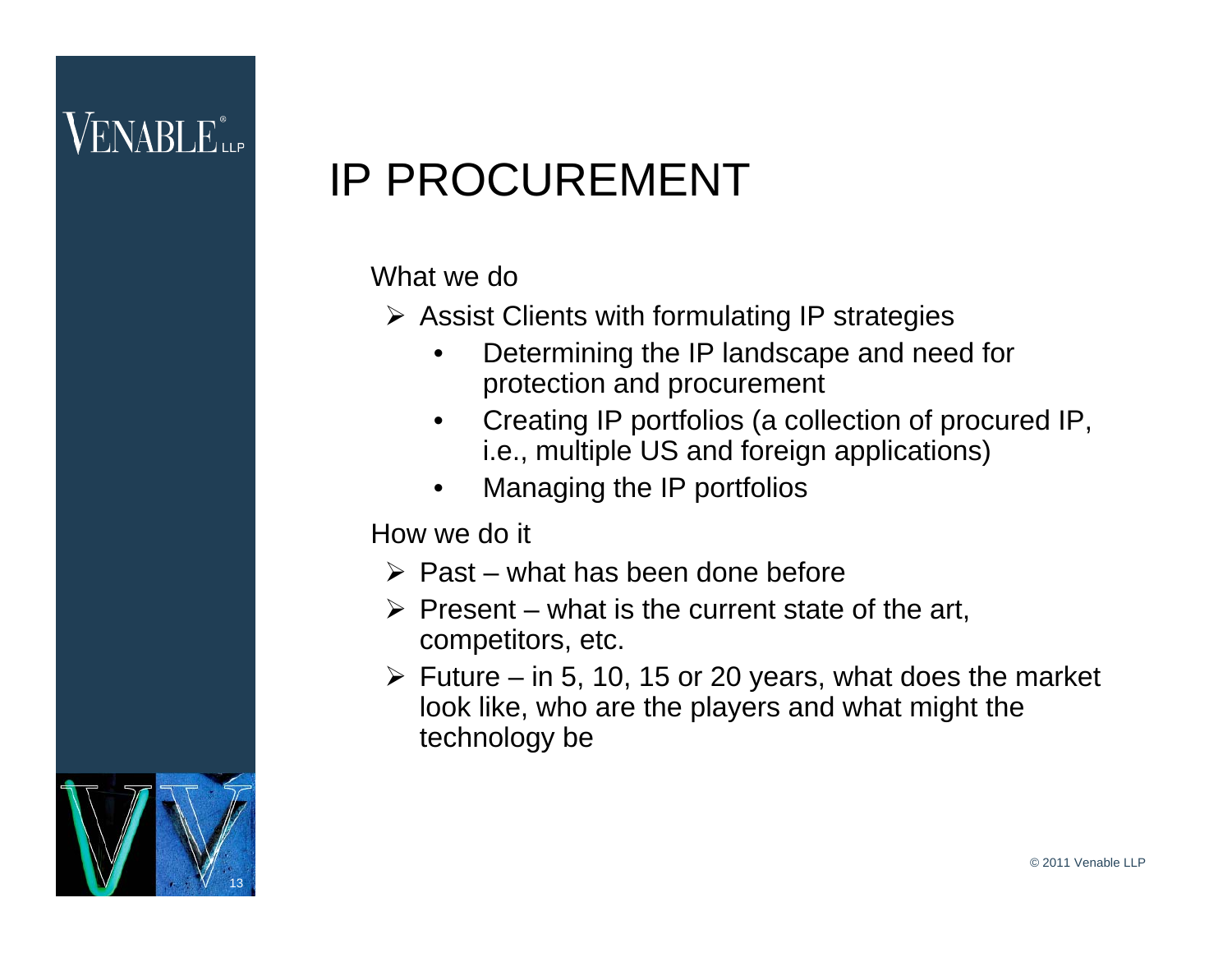# IP PROCUREMENT

What we do

- Assist Clients with formulating IP strategies
  - Determining the IP landscape and need for protection and procurement
  - Creating IP portfolios (a collection of procured IP, i.e., multiple US and foreign applications)
  - Managing the IP portfolios

How we do it

- Past – what has been done before
- Present – what is the current state of the art, competitors, etc.
- Future – in 5, 10, 15 or 20 years, what does the market look like, who are the players and what might the technology be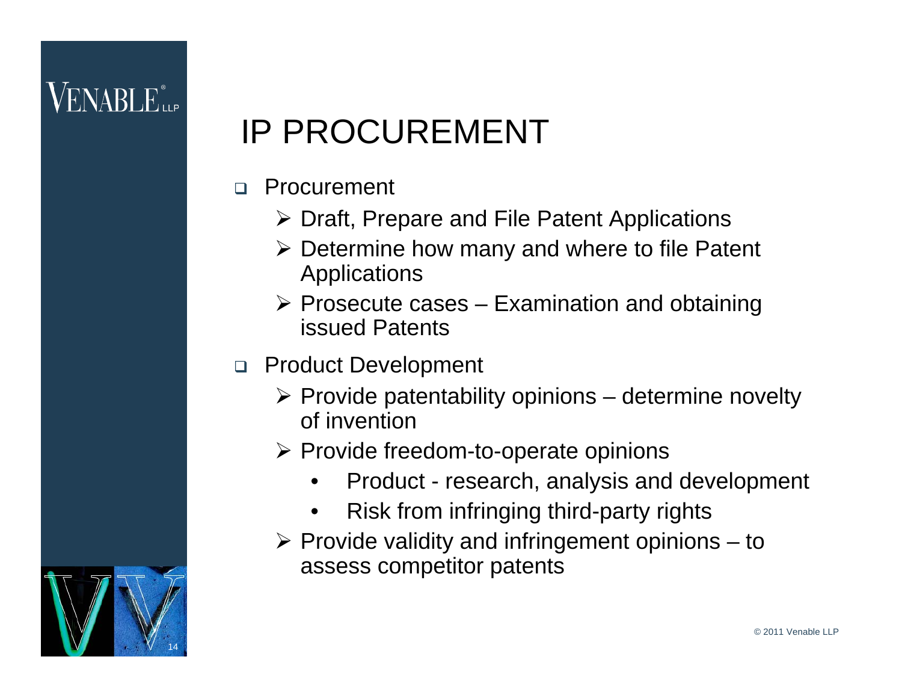# IP PROCUREMENT

- Procurement
  - Draft, Prepare and File Patent Applications
  - Determine how many and where to file Patent Applications
  - Prosecute cases – Examination and obtaining issued Patents
- Product Development
  - Provide patentability opinions – determine novelty of invention
  - Provide freedom-to-operate opinions
    - Product - research, analysis and development
    - Risk from infringing third-party rights
  - Provide validity and infringement opinions – to assess competitor patents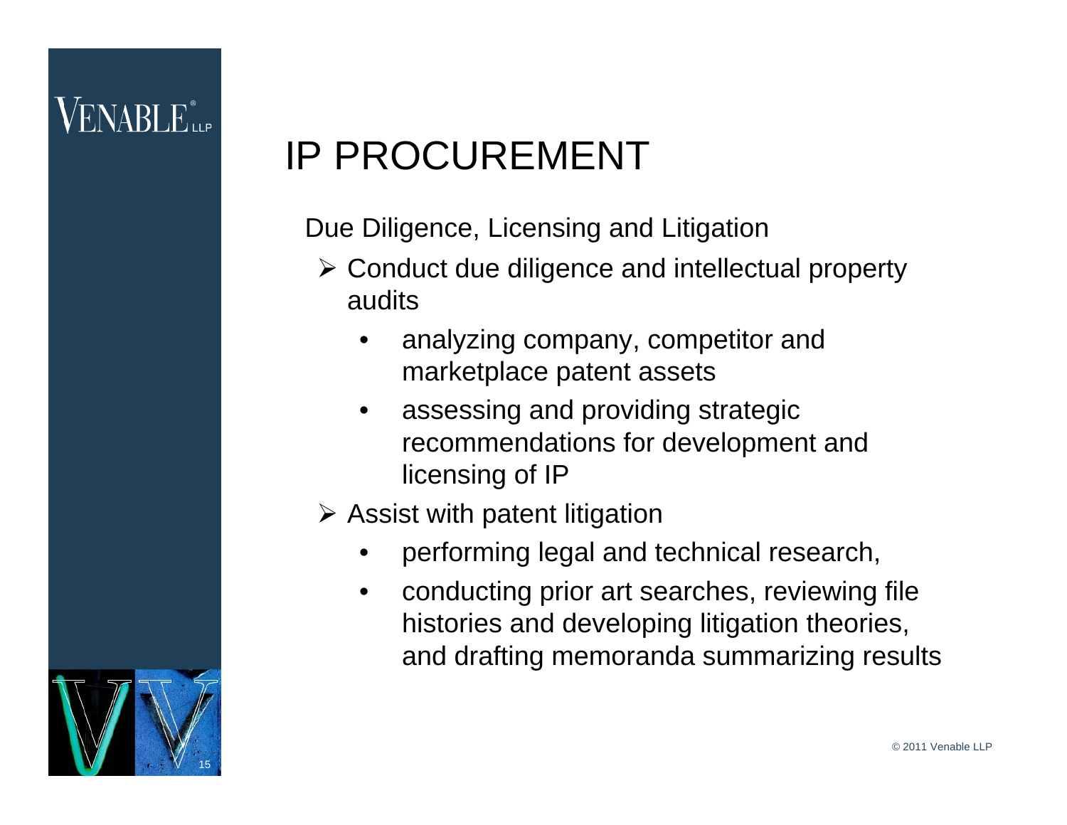# IP PROCUREMENT

Due Diligence, Licensing and Litigation

- Conduct due diligence and intellectual property audits
  - analyzing company, competitor and marketplace patent assets
  - assessing and providing strategic recommendations for development and licensing of IP
- Assist with patent litigation
  - performing legal and technical research,
  - conducting prior art searches, reviewing file histories and developing litigation theories, and drafting memoranda summarizing results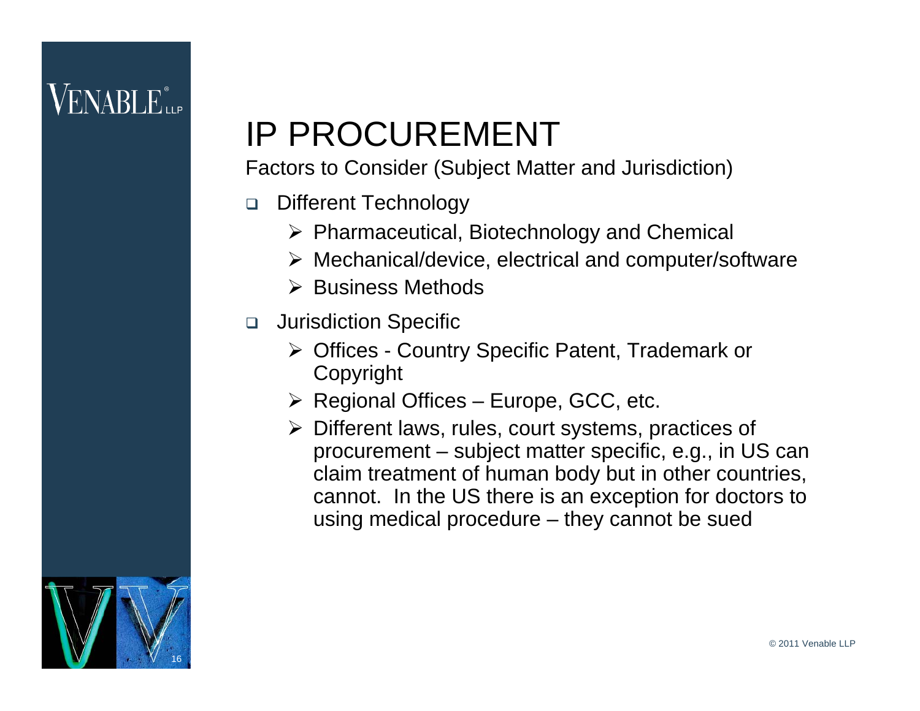# IP PROCUREMENT

Factors to Consider (Subject Matter and Jurisdiction)

- Different Technology
  - Pharmaceutical, Biotechnology and Chemical
  - Mechanical/device, electrical and computer/software
  - Business Methods
- Jurisdiction Specific
  - Offices - Country Specific Patent, Trademark or Copyright
  - Regional Offices – Europe, GCC, etc.
  - Different laws, rules, court systems, practices of procurement – subject matter specific, e.g., in US can claim treatment of human body but in other countries, cannot. In the US there is an exception for doctors to using medical procedure – they cannot be sued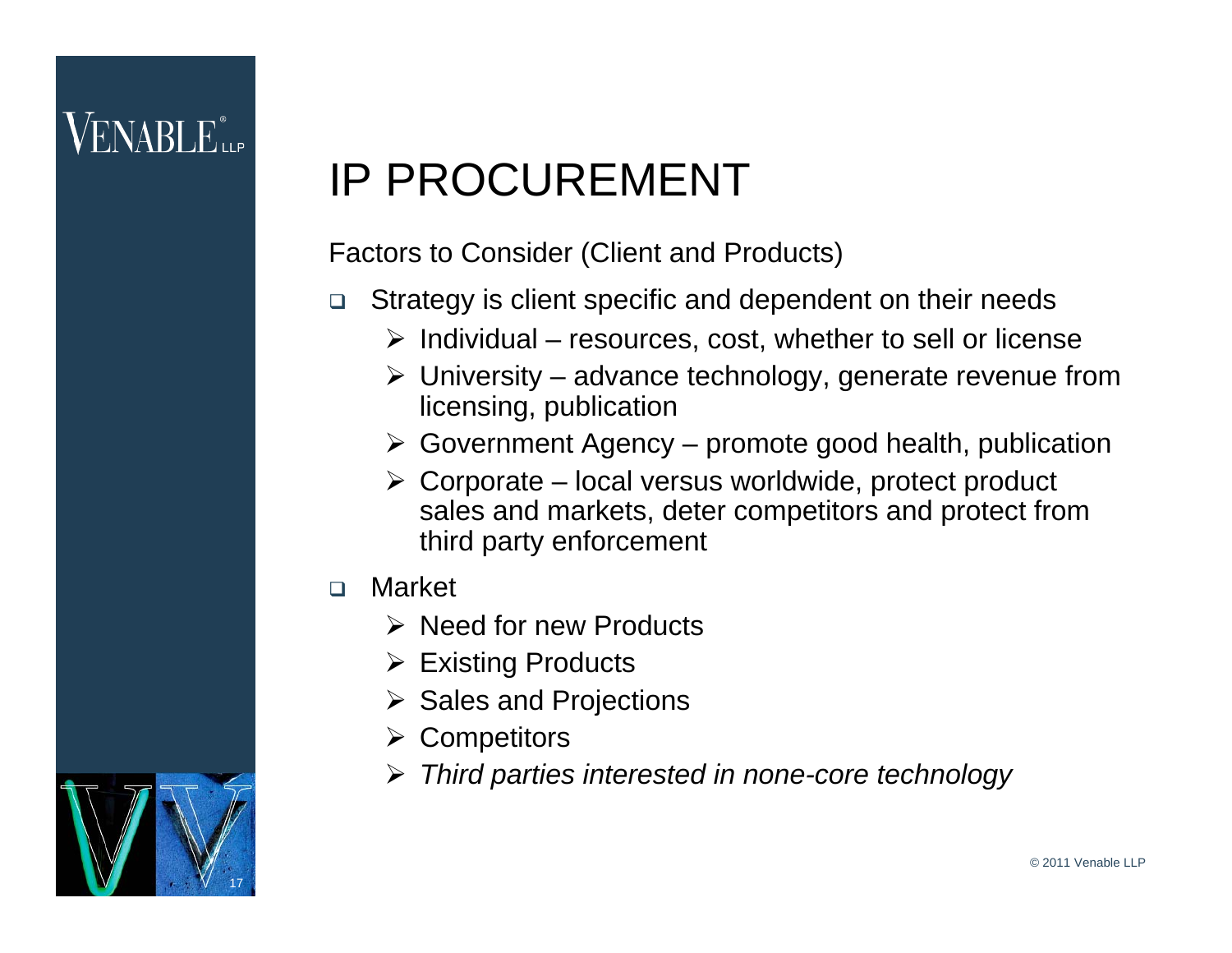# IP PROCUREMENT

Factors to Consider (Client and Products)

- Strategy is client specific and dependent on their needs
  - Individual – resources, cost, whether to sell or license
  - University – advance technology, generate revenue from licensing, publication
  - Government Agency – promote good health, publication
  - Corporate – local versus worldwide, protect product sales and markets, deter competitors and protect from third party enforcement
- Market
  - Need for new Products
  - Existing Products
  - Sales and Projections
  - Competitors
  - *Third parties interested in none-core technology*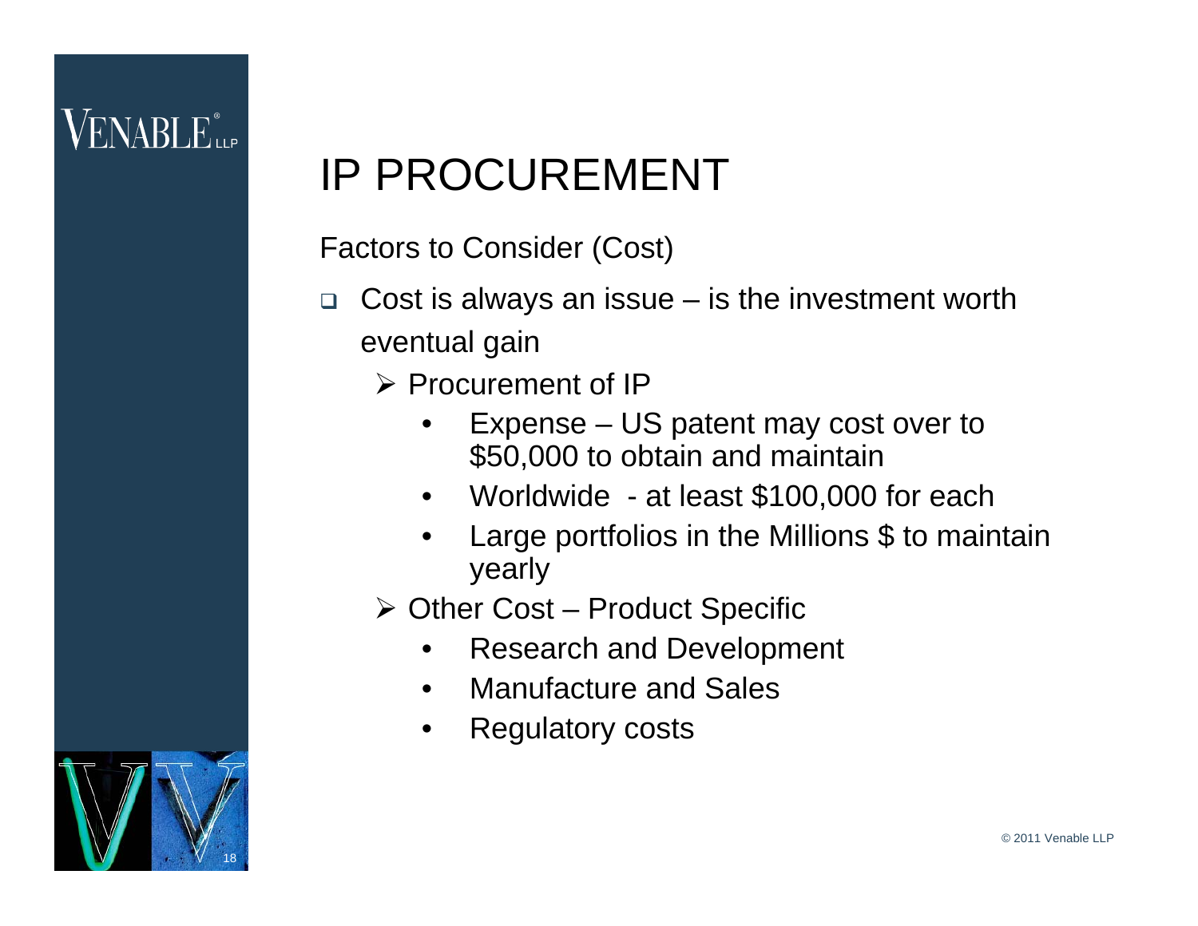# IP PROCUREMENT

Factors to Consider (Cost)

- Cost is always an issue – is the investment worth eventual gain
  - Procurement of IP
    - Expense – US patent may cost over to $50,000 to obtain and maintain
    - Worldwide - at least $100,000 for each
    - Large portfolios in the Millions $ to maintain yearly
  - Other Cost – Product Specific
    - Research and Development
    - Manufacture and Sales
    - Regulatory costs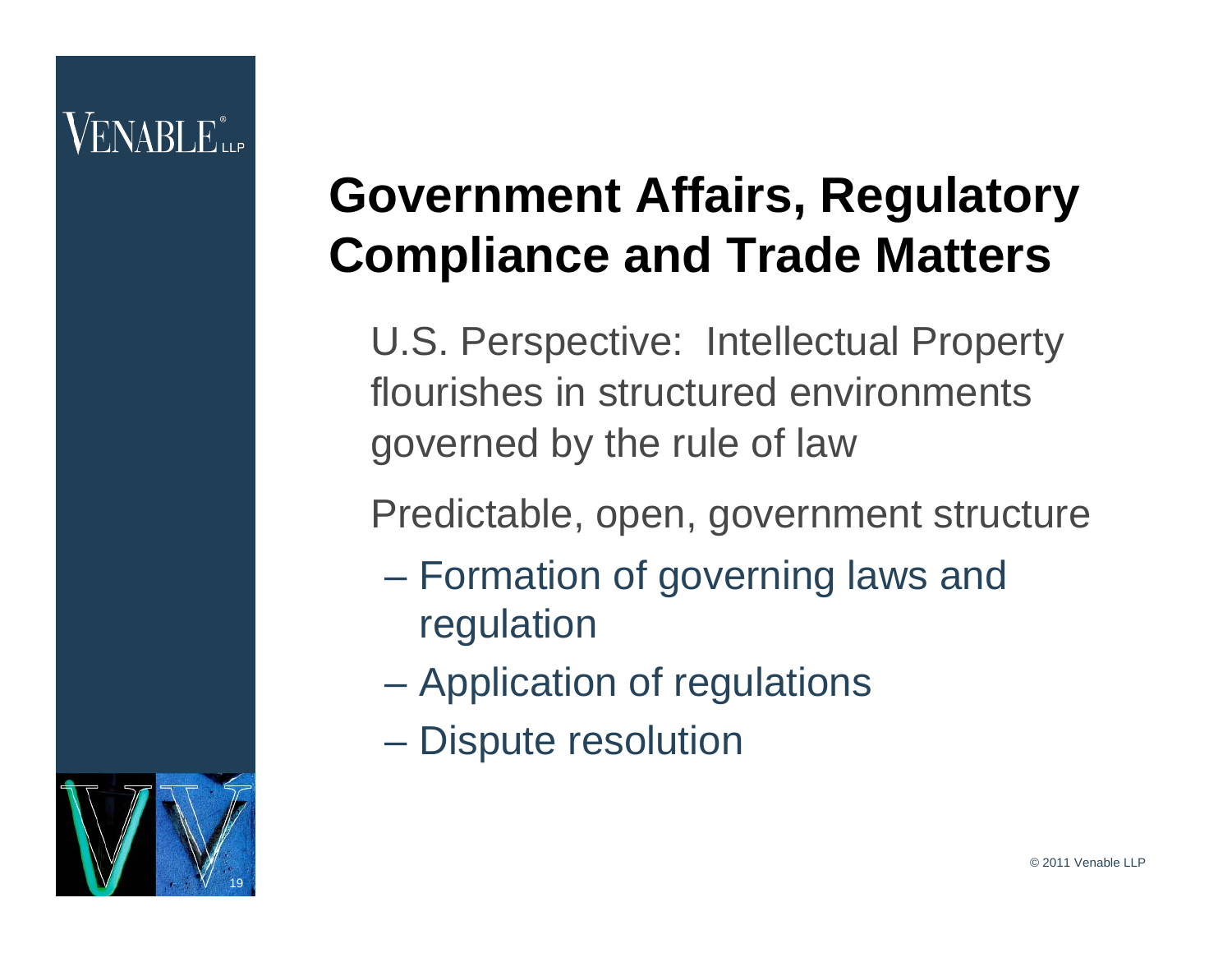# Government Affairs, Regulatory Compliance and Trade Matters

U.S. Perspective: Intellectual Property flourishes in structured environments governed by the rule of law

Predictable, open, government structure

- Formation of governing laws and regulation
- Application of regulations
- Dispute resolution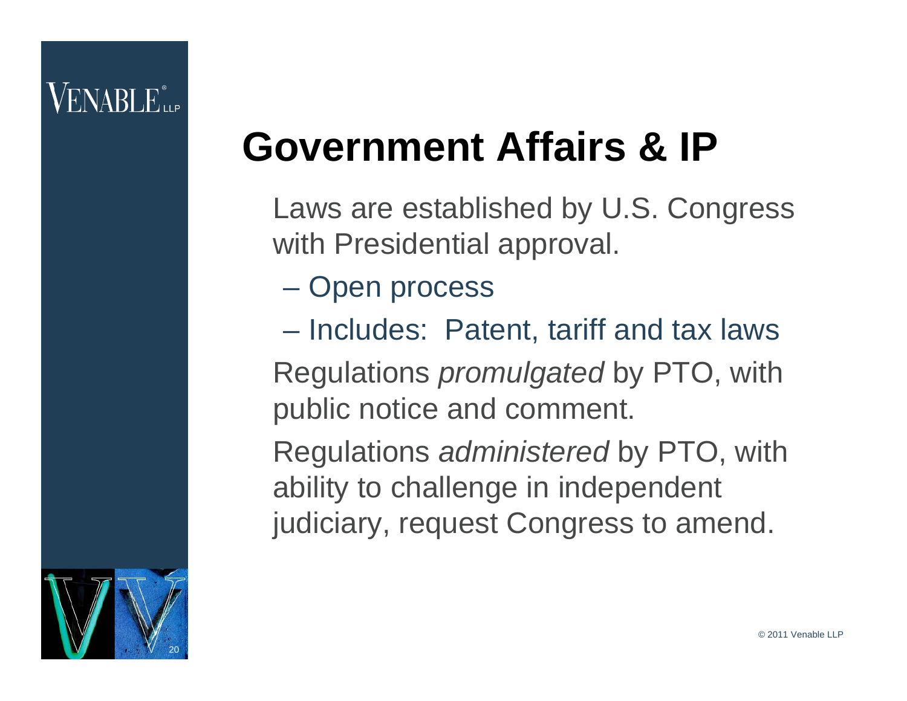# Government Affairs & IP

- Laws are established by U.S. Congress with Presidential approval.
  - Open process
  - Includes: Patent, tariff and tax laws
- Regulations *promulgated* by PTO, with public notice and comment.
- Regulations *administered* by PTO, with ability to challenge in independent judiciary, request Congress to amend.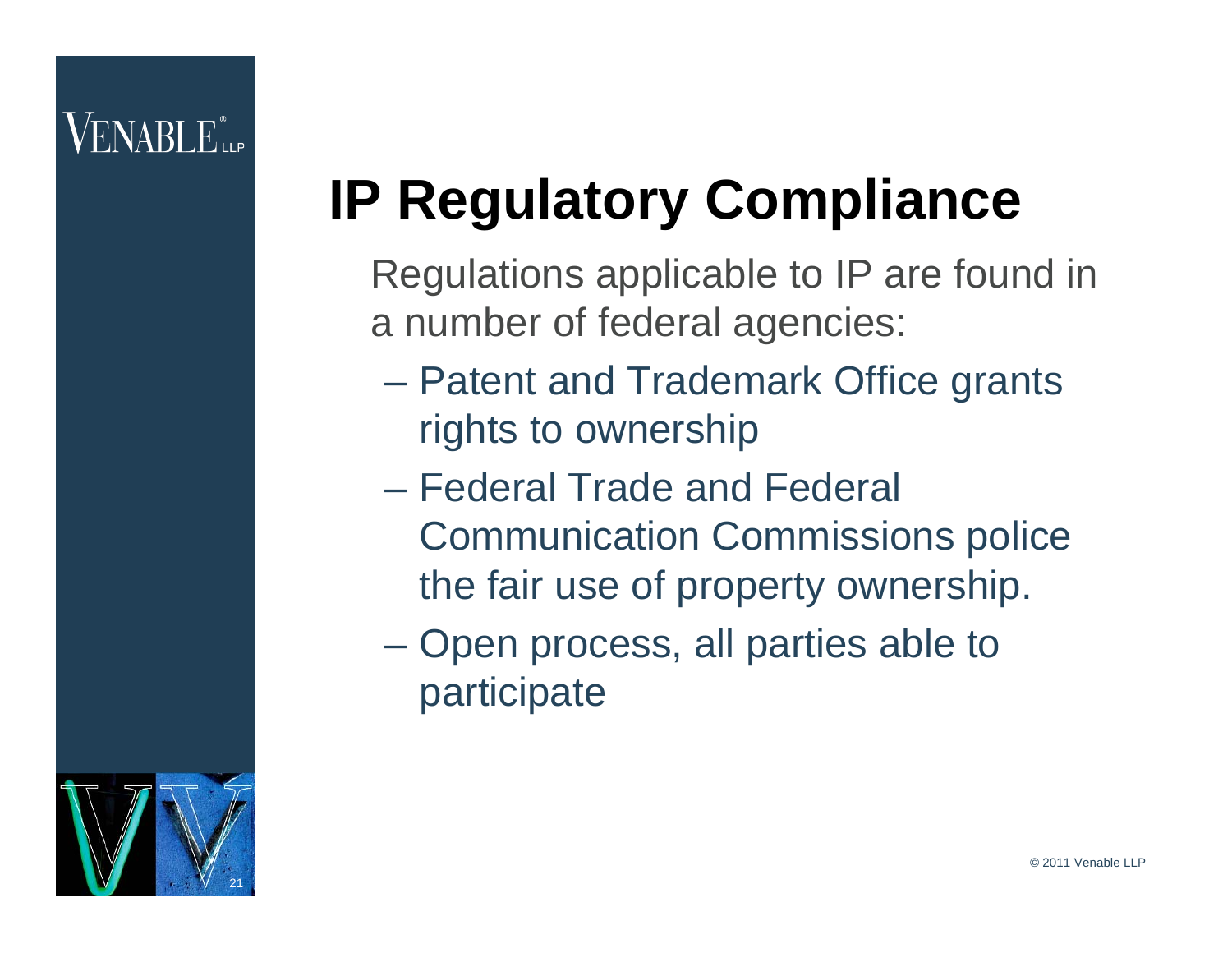# IP Regulatory Compliance

Regulations applicable to IP are found in a number of federal agencies:

- Patent and Trademark Office grants rights to ownership
- Federal Trade and Federal Communication Commissions police the fair use of property ownership.
- Open process, all parties able to participate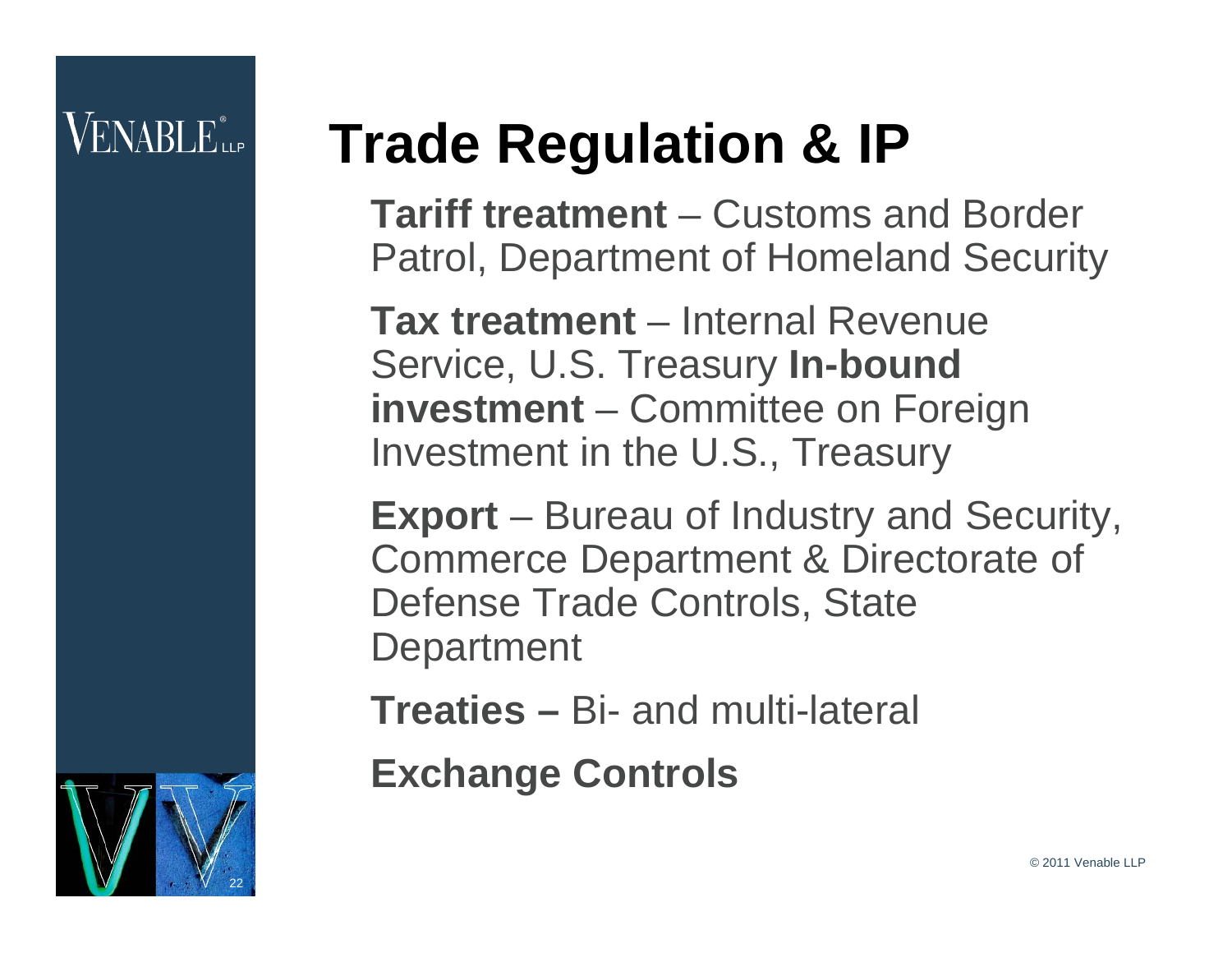# Trade Regulation & IP

**Tariff treatment** – Customs and Border Patrol, Department of Homeland Security

**Tax treatment** – Internal Revenue Service, U.S. Treasury **In-bound investment** – Committee on Foreign Investment in the U.S., Treasury

**Export** – Bureau of Industry and Security, Commerce Department & Directorate of Defense Trade Controls, State Department

**Treaties –** Bi- and multi-lateral

**Exchange Controls**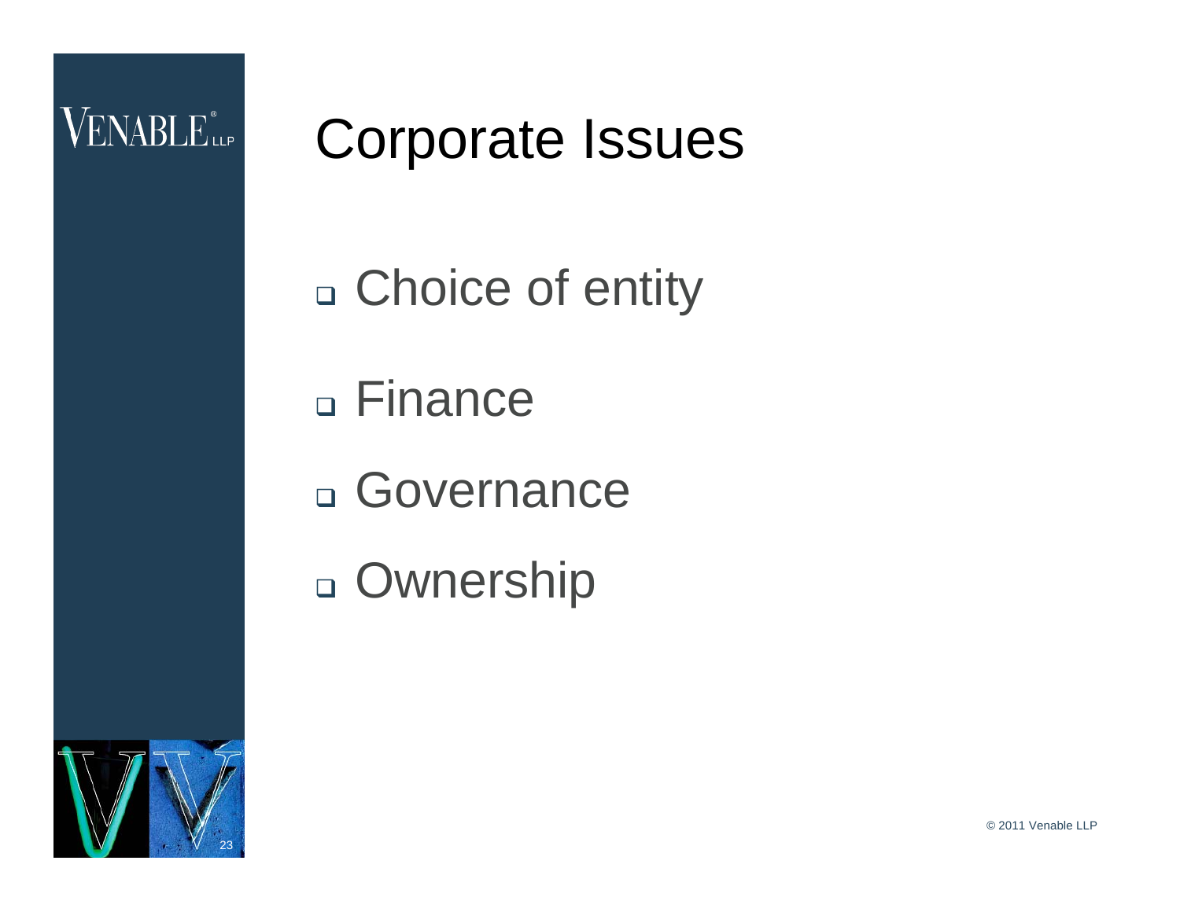# Corporate Issues

- Choice of entity
- Finance
- Governance
- Ownership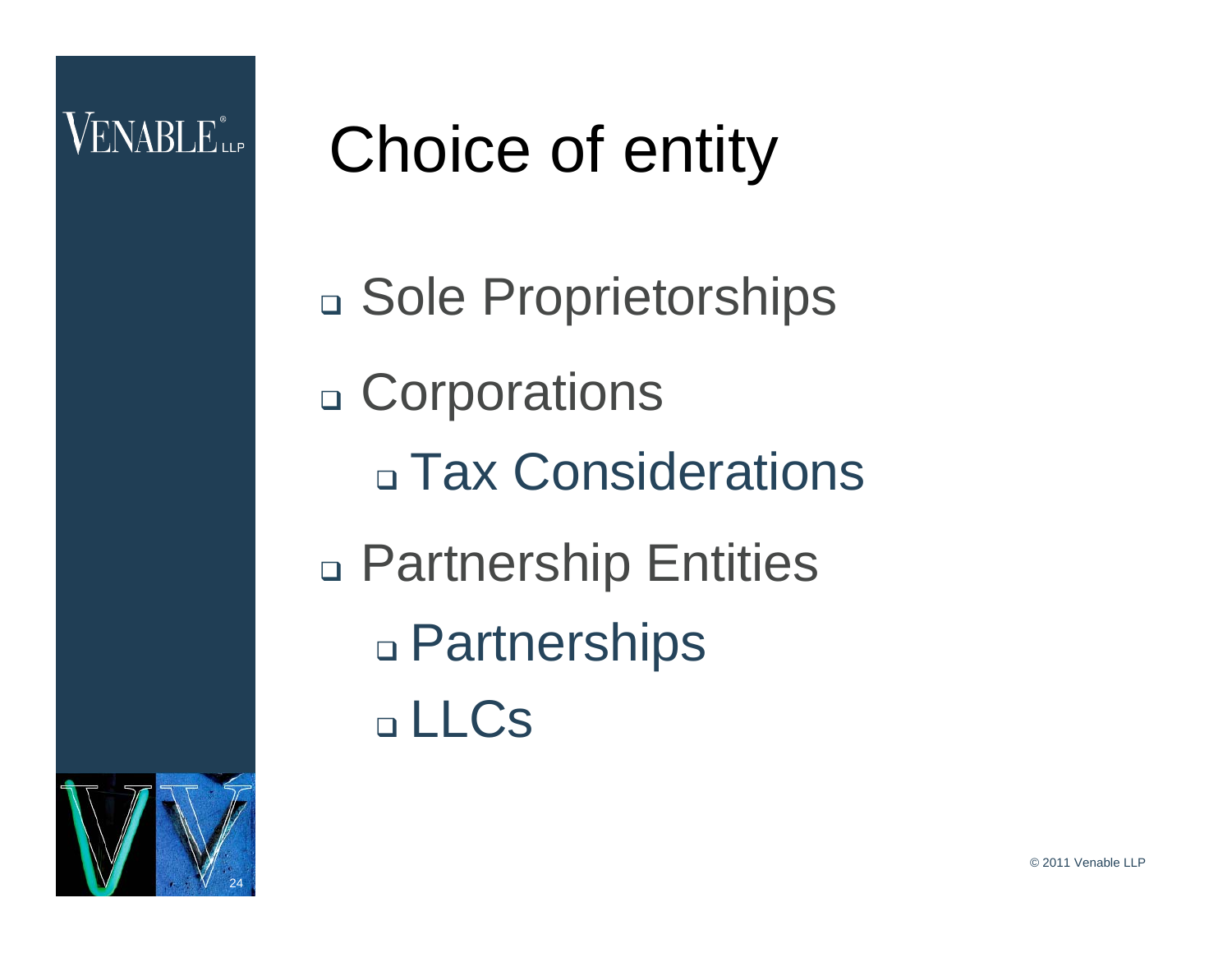# Choice of entity

- Sole Proprietorships
- Corporations
  - Tax Considerations
- Partnership Entities
  - Partnerships
  - LLCs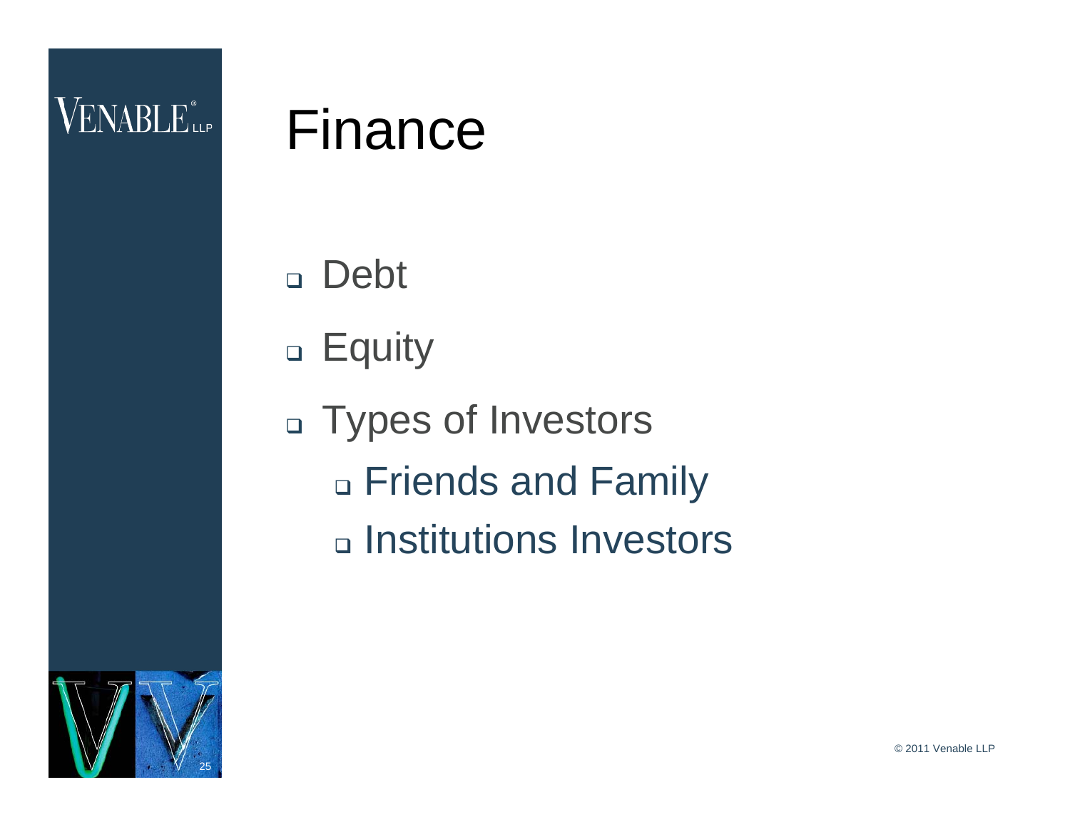# Finance

- Debt
- Equity
- Types of Investors
  - Friends and Family
  - Institutions Investors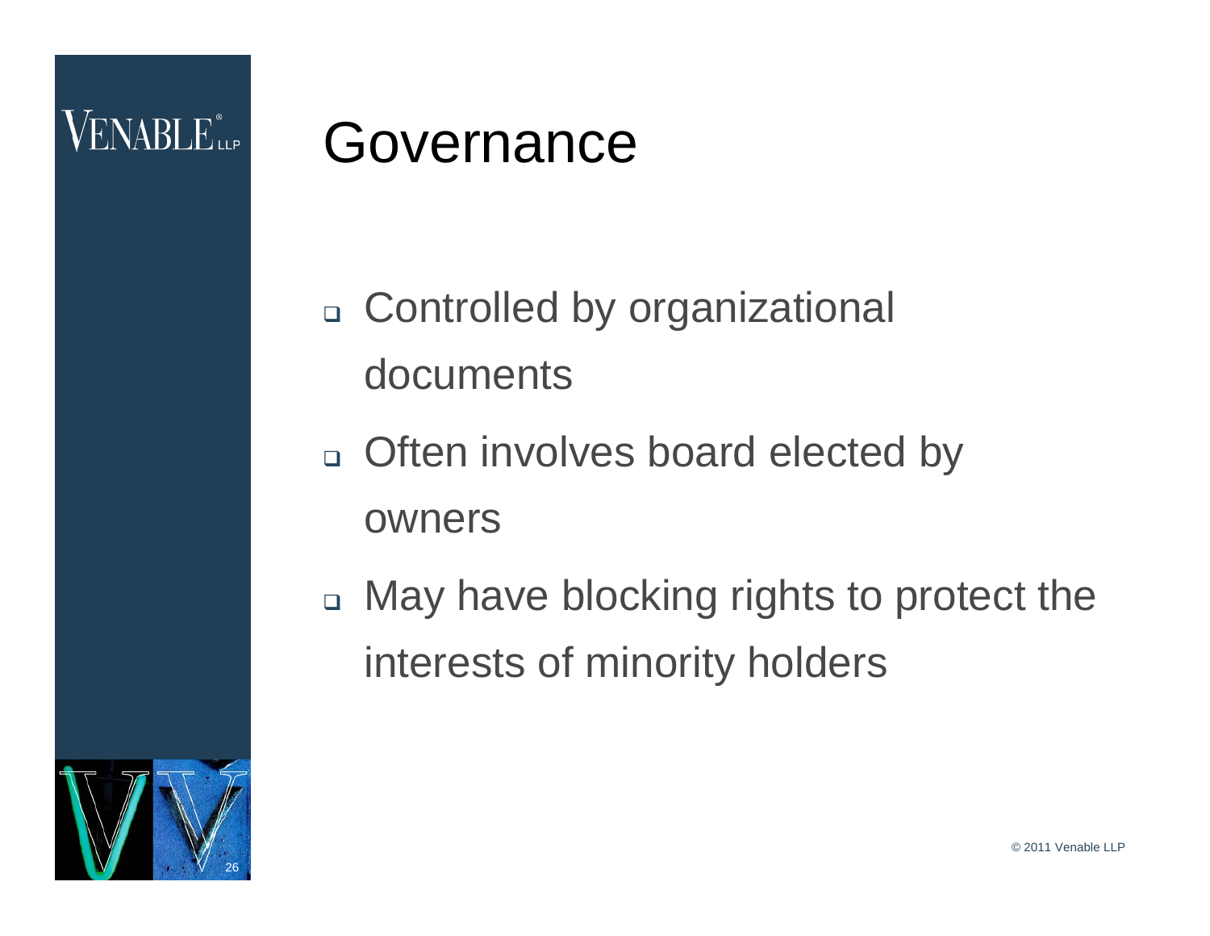# Governance

- Controlled by organizational documents
- Often involves board elected by owners
- May have blocking rights to protect the interests of minority holders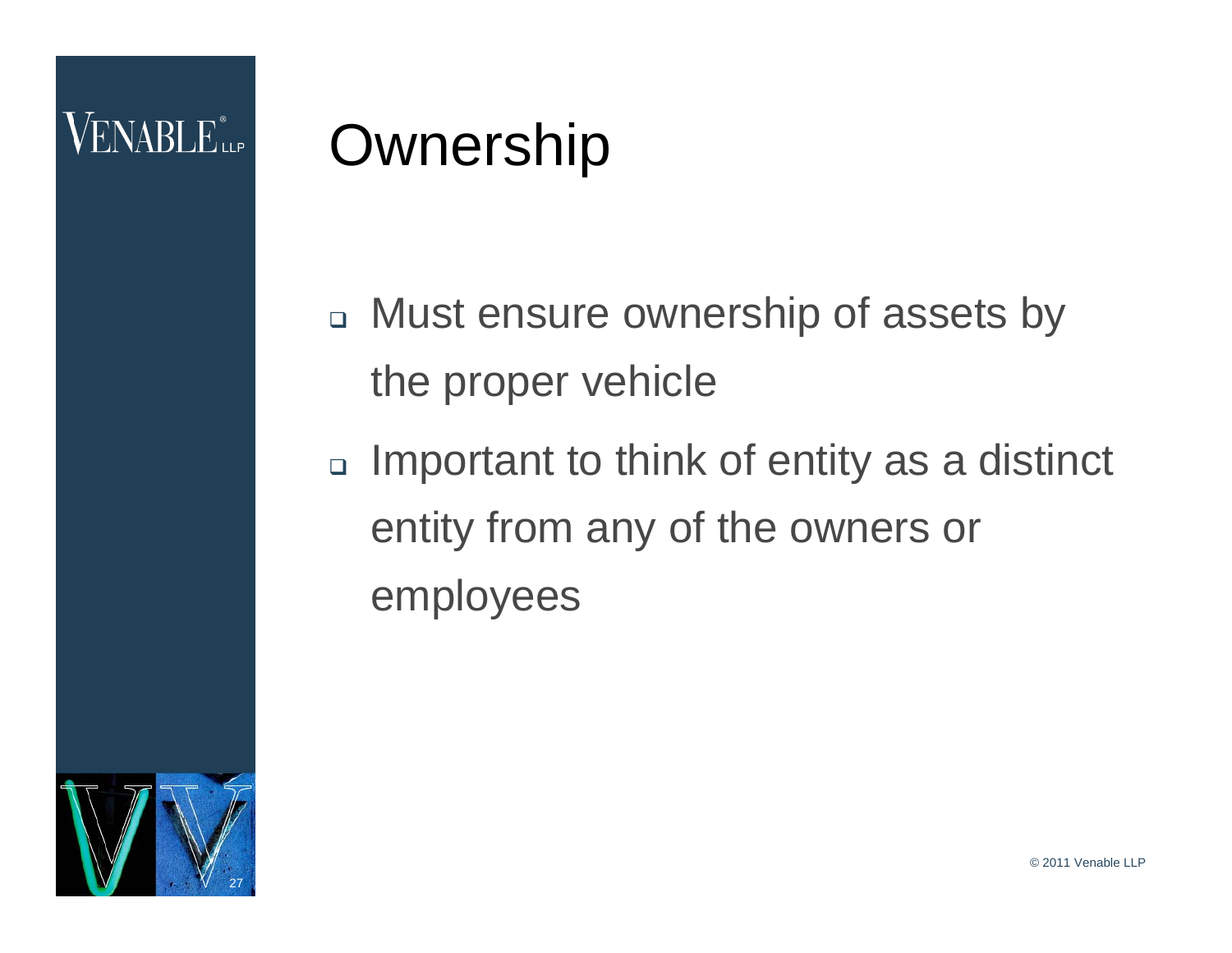# Ownership

- Must ensure ownership of assets by the proper vehicle
- Important to think of entity as a distinct entity from any of the owners or employees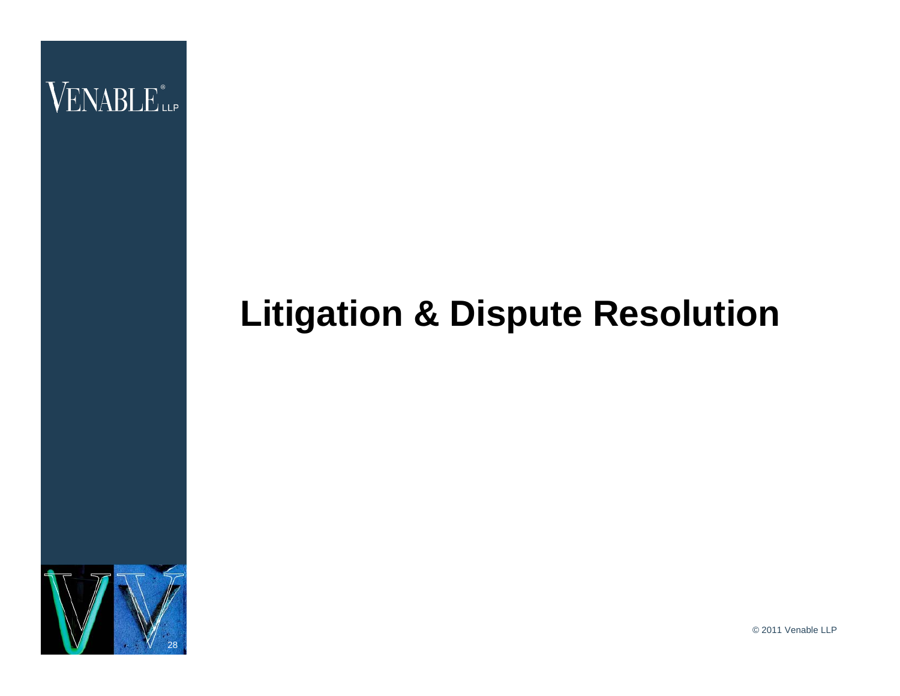# Litigation & Dispute Resolution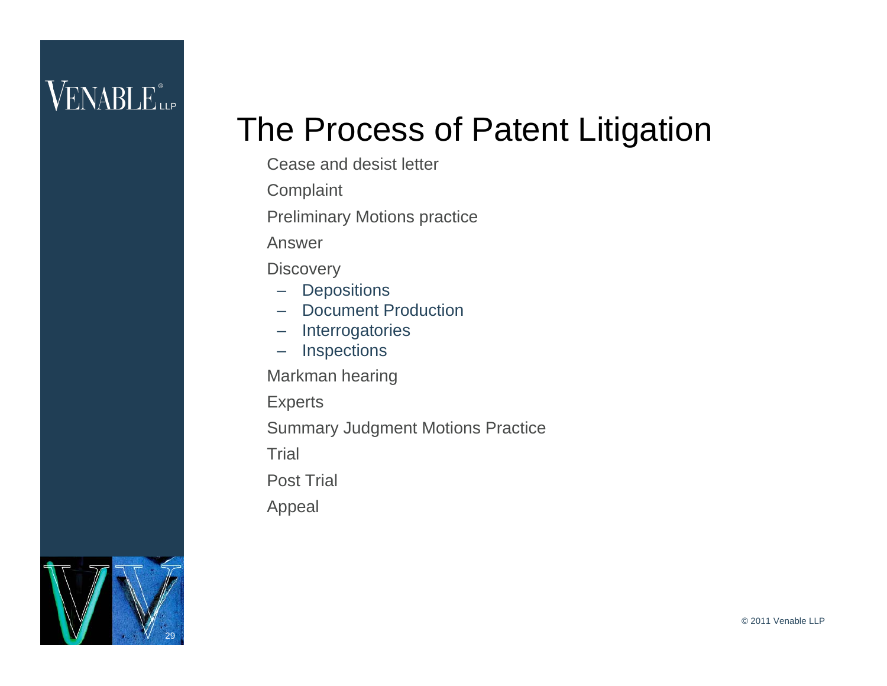# The Process of Patent Litigation

- Cease and desist letter
- Complaint
- Preliminary Motions practice
- Answer
- Discovery
  - Depositions
  - Document Production
  - Interrogatories
  - Inspections
- Markman hearing
- Experts
- Summary Judgment Motions Practice
- Trial
- Post Trial
- Appeal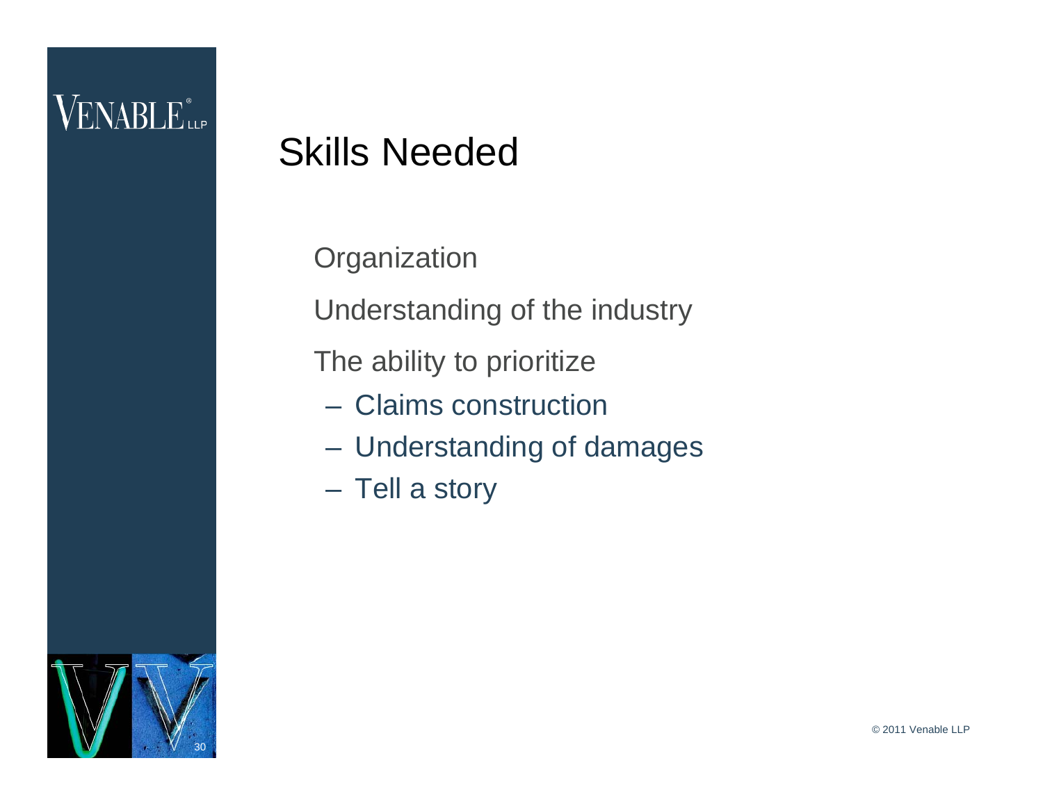# Skills Needed

- Organization
- Understanding of the industry
- The ability to prioritize
  - Claims construction
  - Understanding of damages
  - Tell a story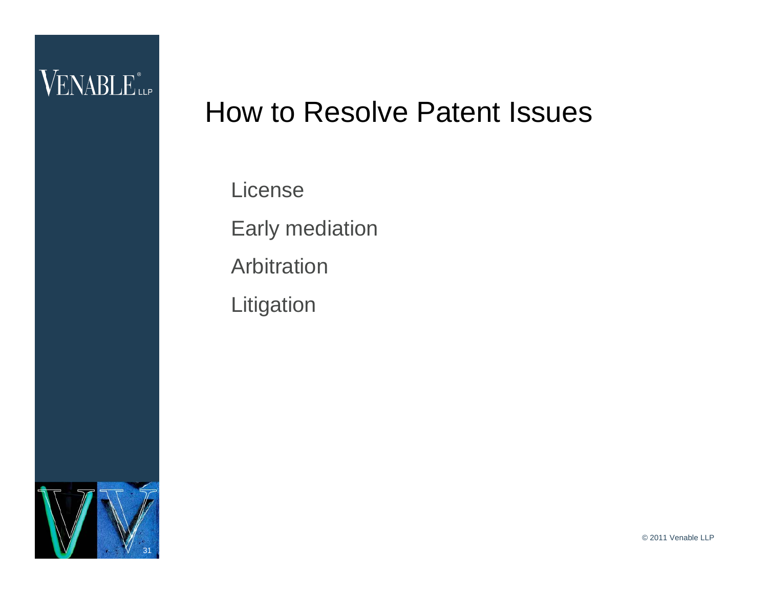# How to Resolve Patent Issues

- License
- Early mediation
- Arbitration
- Litigation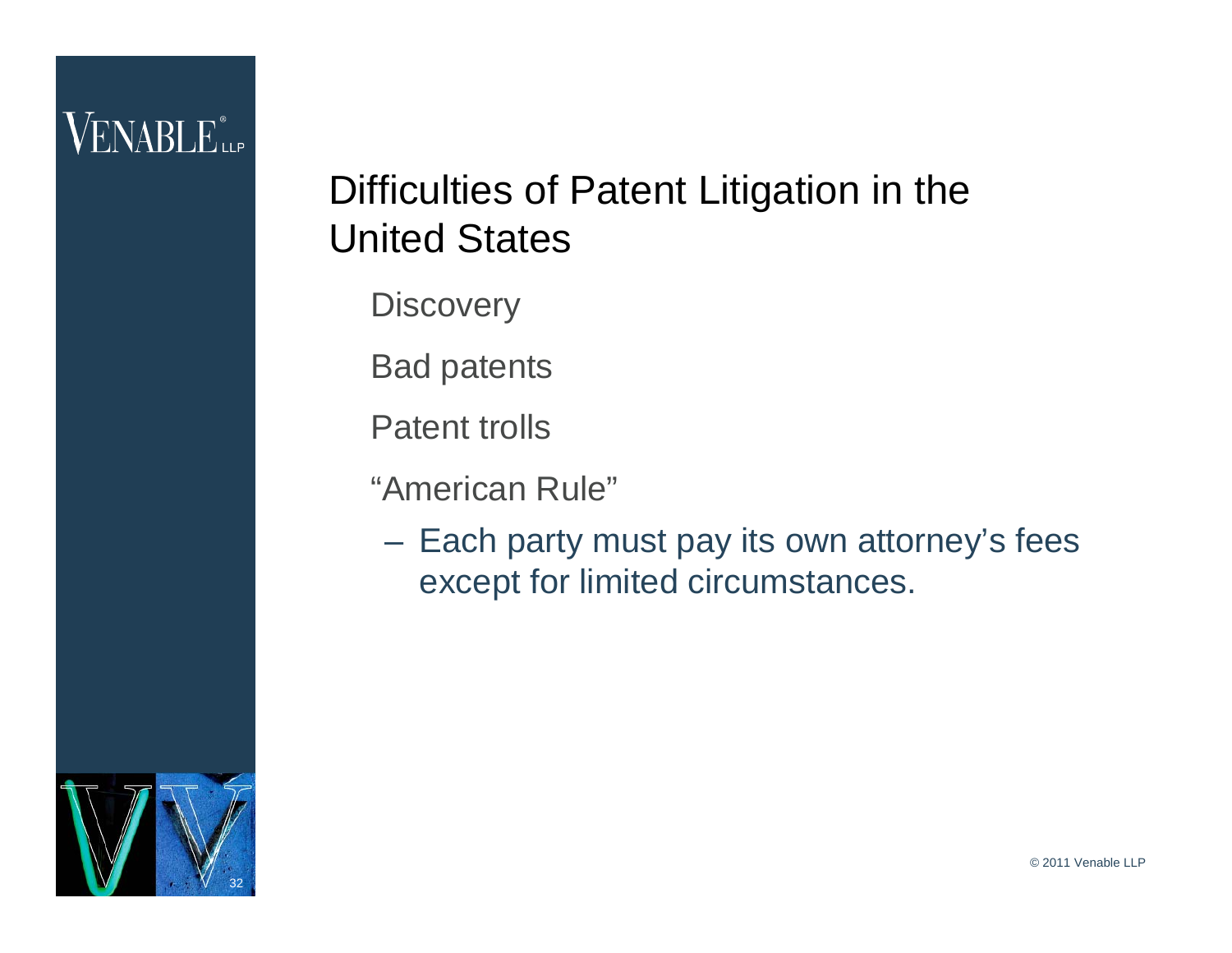# Difficulties of Patent Litigation in the United States

- Discovery
- Bad patents
- Patent trolls
- "American Rule"
  - Each party must pay its own attorney's fees except for limited circumstances.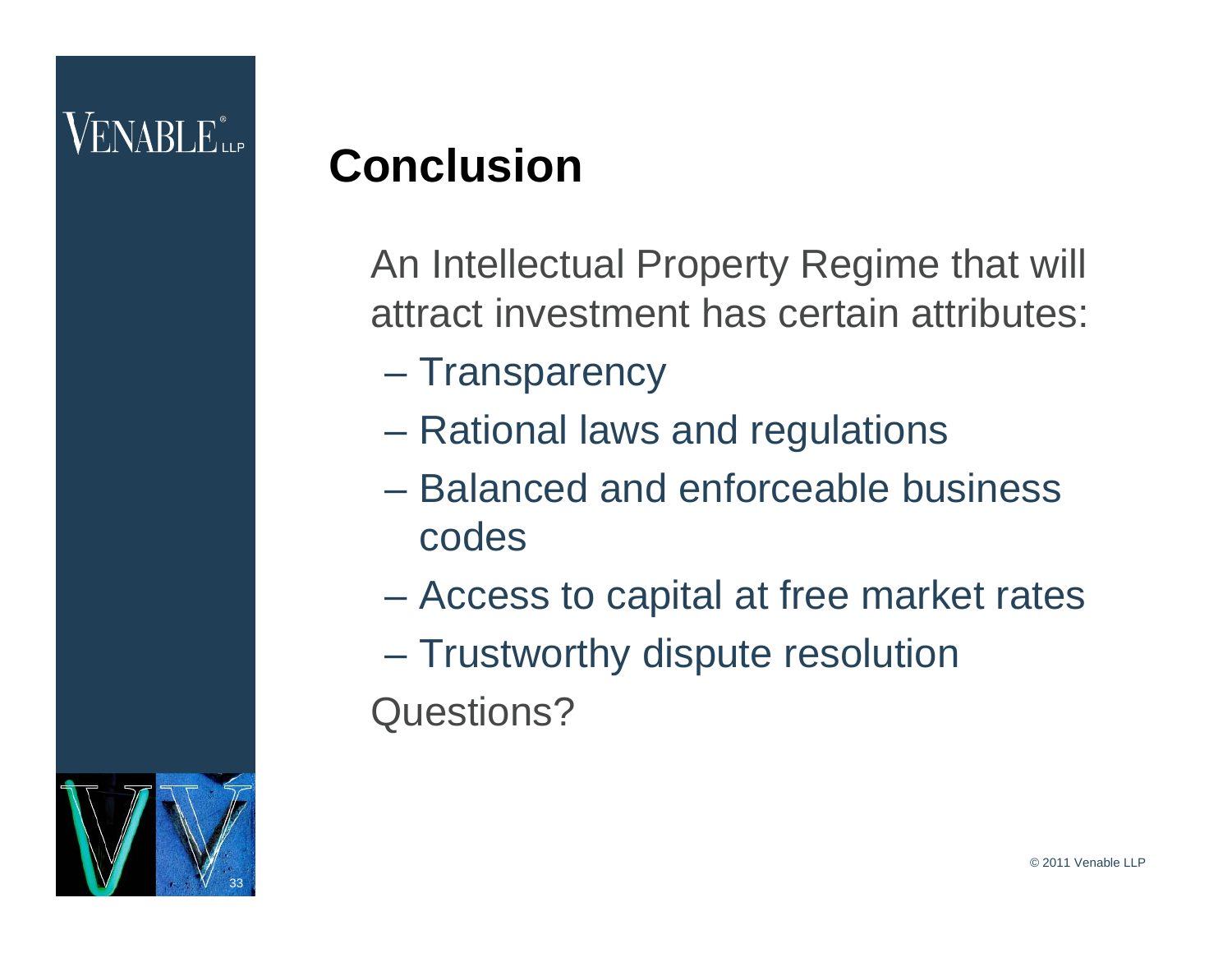# Conclusion

An Intellectual Property Regime that will attract investment has certain attributes:

- Transparency
- Rational laws and regulations
- Balanced and enforceable business codes
- Access to capital at free market rates
- Trustworthy dispute resolution

Questions?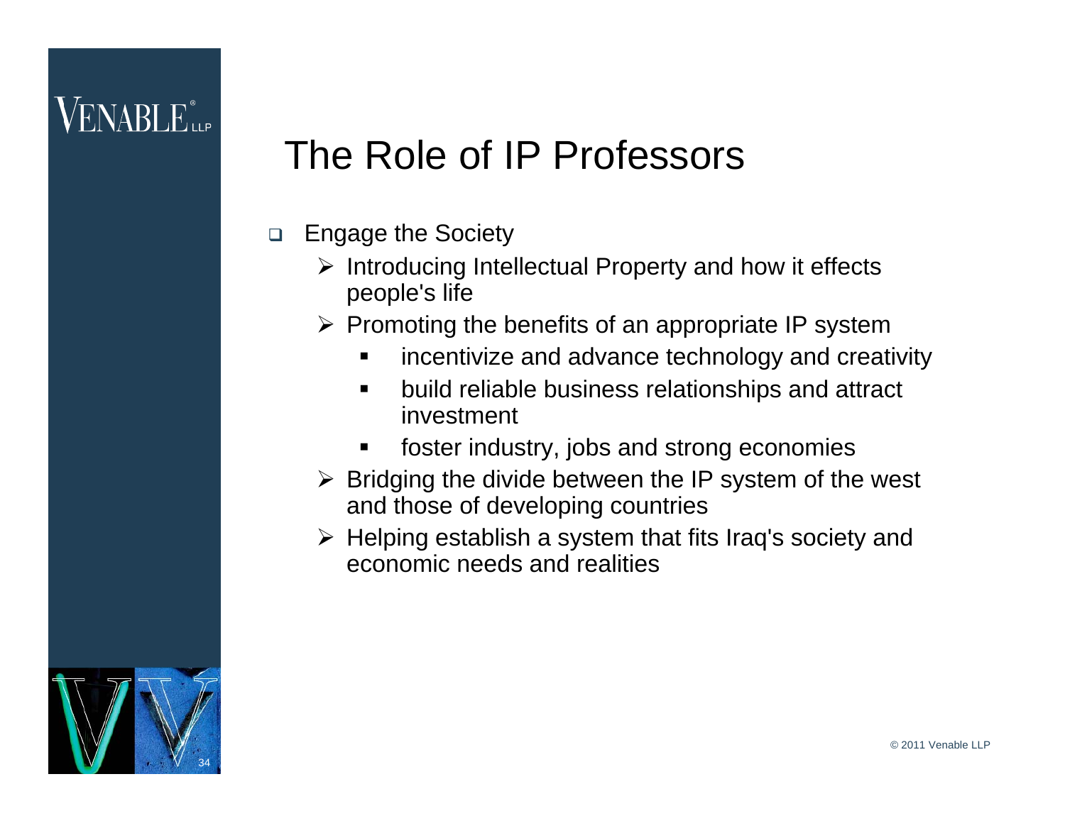# The Role of IP Professors

- Engage the Society
  - Introducing Intellectual Property and how it effects people's life
  - Promoting the benefits of an appropriate IP system
    - incentivize and advance technology and creativity
    - build reliable business relationships and attract investment
    - foster industry, jobs and strong economies
  - Bridging the divide between the IP system of the west and those of developing countries
  - Helping establish a system that fits Iraq's society and economic needs and realities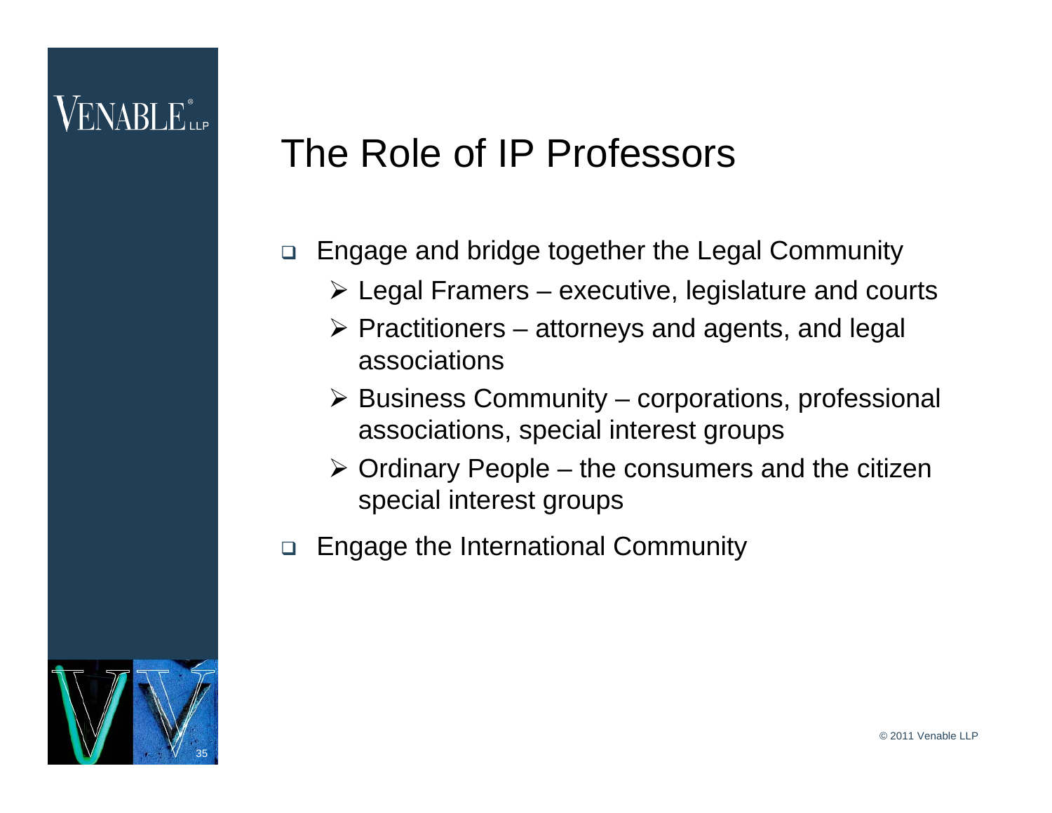# The Role of IP Professors

- Engage and bridge together the Legal Community
  - Legal Framers – executive, legislature and courts
  - Practitioners – attorneys and agents, and legal associations
  - Business Community – corporations, professional associations, special interest groups
  - Ordinary People – the consumers and the citizen special interest groups
- Engage the International Community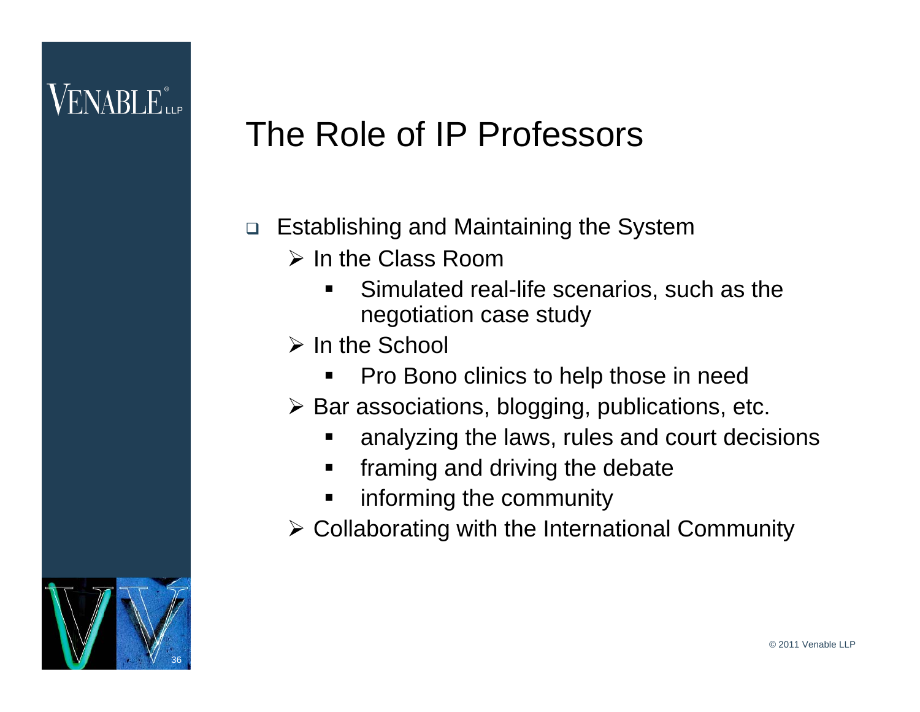# The Role of IP Professors

- Establishing and Maintaining the System
  - In the Class Room
    - Simulated real-life scenarios, such as the negotiation case study
  - In the School
    - Pro Bono clinics to help those in need
  - Bar associations, blogging, publications, etc.
    - analyzing the laws, rules and court decisions
    - framing and driving the debate
    - informing the community
  - Collaborating with the International Community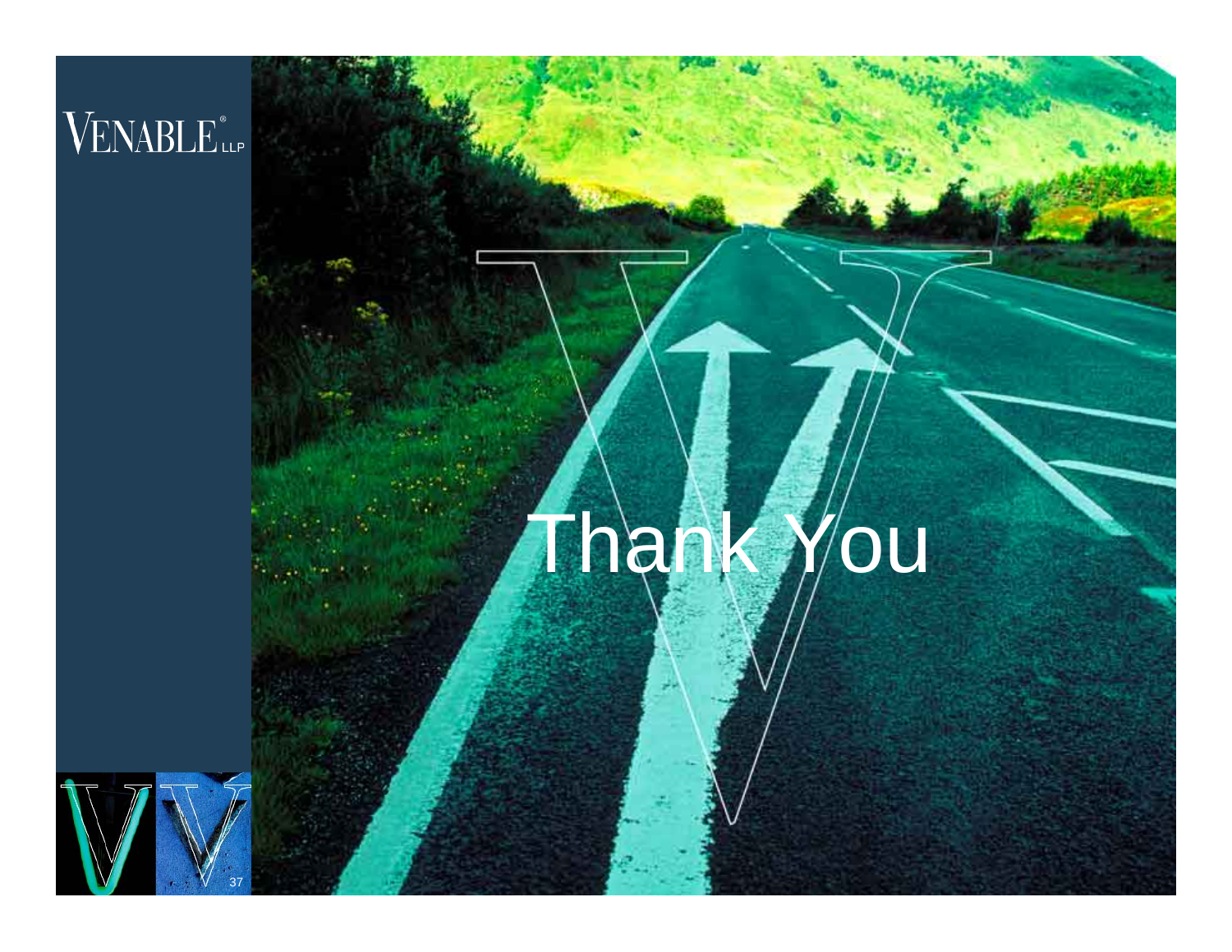VENABLE® LLP

# Thank You